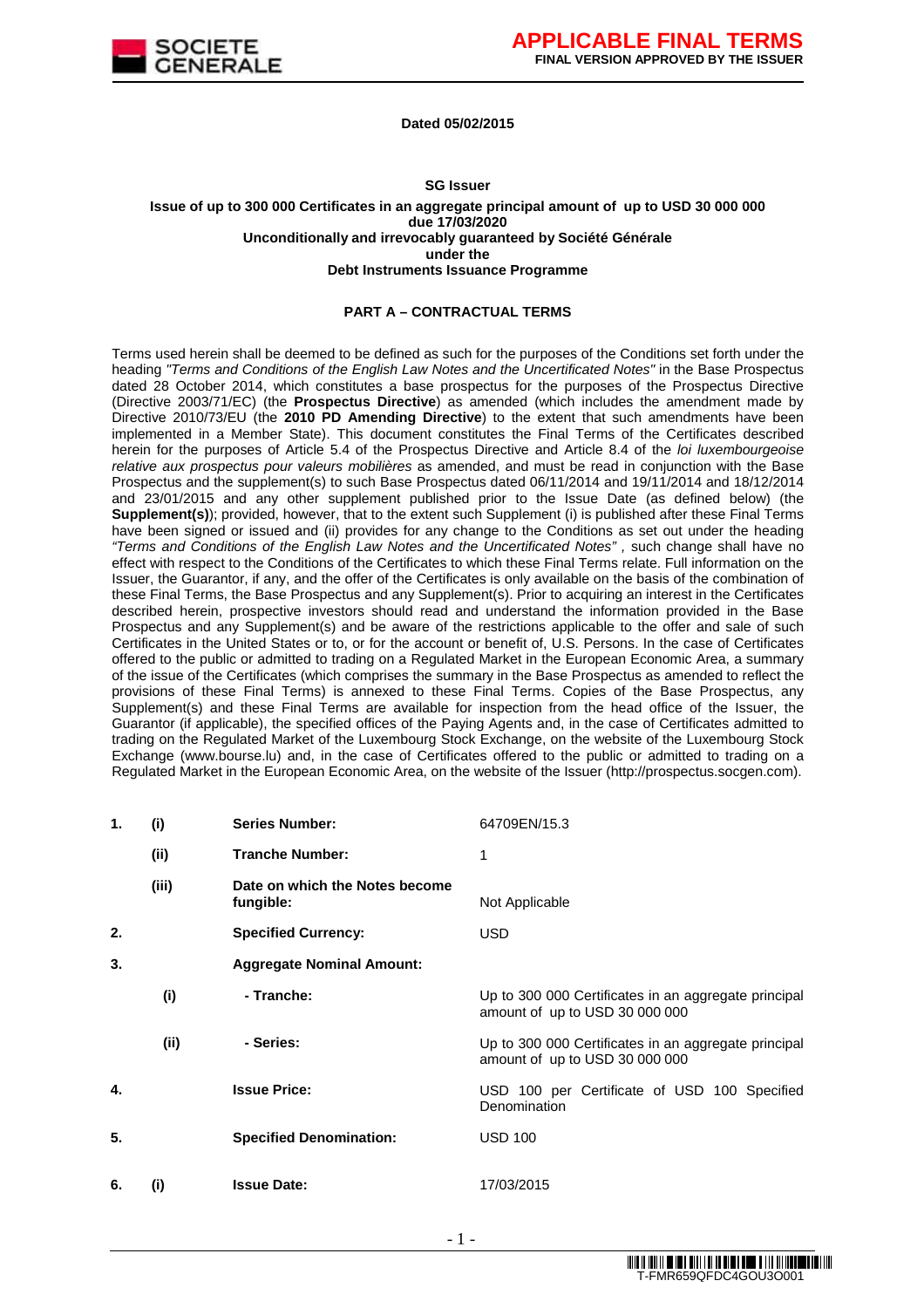**APPLICABLE FINAL TERMS**
**FINAL VERSION APPROVED BY THE ISSUER**

**Dated 05/02/2015**

**SG Issuer**
**Issue of up to 300 000 Certificates in an aggregate principal amount of up to USD 30 000 000 due 17/03/2020**
**Unconditionally and irrevocably guaranteed by Société Générale**
**under the**
**Debt Instruments Issuance Programme**

## PART A – CONTRACTUAL TERMS

Terms used herein shall be deemed to be defined as such for the purposes of the Conditions set forth under the heading *"Terms and Conditions of the English Law Notes and the Uncertificated Notes"* in the Base Prospectus dated 28 October 2014, which constitutes a base prospectus for the purposes of the Prospectus Directive (Directive 2003/71/EC) (the **Prospectus Directive**) as amended (which includes the amendment made by Directive 2010/73/EU (the **2010 PD Amending Directive**) to the extent that such amendments have been implemented in a Member State). This document constitutes the Final Terms of the Certificates described herein for the purposes of Article 5.4 of the Prospectus Directive and Article 8.4 of the *loi luxembourgeoise relative aux prospectus pour valeurs mobilières* as amended, and must be read in conjunction with the Base Prospectus and the supplement(s) to such Base Prospectus dated 06/11/2014 and 19/11/2014 and 18/12/2014 and 23/01/2015 and any other supplement published prior to the Issue Date (as defined below) (the **Supplement(s)**); provided, however, that to the extent such Supplement (i) is published after these Final Terms have been signed or issued and (ii) provides for any change to the Conditions as set out under the heading *"Terms and Conditions of the English Law Notes and the Uncertificated Notes"* , such change shall have no effect with respect to the Conditions of the Certificates to which these Final Terms relate. Full information on the Issuer, the Guarantor, if any, and the offer of the Certificates is only available on the basis of the combination of these Final Terms, the Base Prospectus and any Supplement(s). Prior to acquiring an interest in the Certificates described herein, prospective investors should read and understand the information provided in the Base Prospectus and any Supplement(s) and be aware of the restrictions applicable to the offer and sale of such Certificates in the United States or to, or for the account or benefit of, U.S. Persons. In the case of Certificates offered to the public or admitted to trading on a Regulated Market in the European Economic Area, a summary of the issue of the Certificates (which comprises the summary in the Base Prospectus as amended to reflect the provisions of these Final Terms) is annexed to these Final Terms. Copies of the Base Prospectus, any Supplement(s) and these Final Terms are available for inspection from the head office of the Issuer, the Guarantor (if applicable), the specified offices of the Paying Agents and, in the case of Certificates admitted to trading on the Regulated Market of the Luxembourg Stock Exchange, on the website of the Luxembourg Stock Exchange (www.bourse.lu) and, in the case of Certificates offered to the public or admitted to trading on a Regulated Market in the European Economic Area, on the website of the Issuer (http://prospectus.socgen.com).

| | | | |
|---|---|---|---|
| **1.** | **(i)** | **Series Number:** | 64709EN/15.3 |
| | **(ii)** | **Tranche Number:** | 1 |
| | **(iii)** | **Date on which the Notes become fungible:** | Not Applicable |
| **2.** | | **Specified Currency:** | USD |
| **3.** | | **Aggregate Nominal Amount:** | |
| | **(i)** | **- Tranche:** | Up to 300 000 Certificates in an aggregate principal amount of up to USD 30 000 000 |
| | **(ii)** | **- Series:** | Up to 300 000 Certificates in an aggregate principal amount of up to USD 30 000 000 |
| **4.** | | **Issue Price:** | USD 100 per Certificate of USD 100 Specified Denomination |
| **5.** | | **Specified Denomination:** | USD 100 |
| **6.** | **(i)** | **Issue Date:** | 17/03/2015 |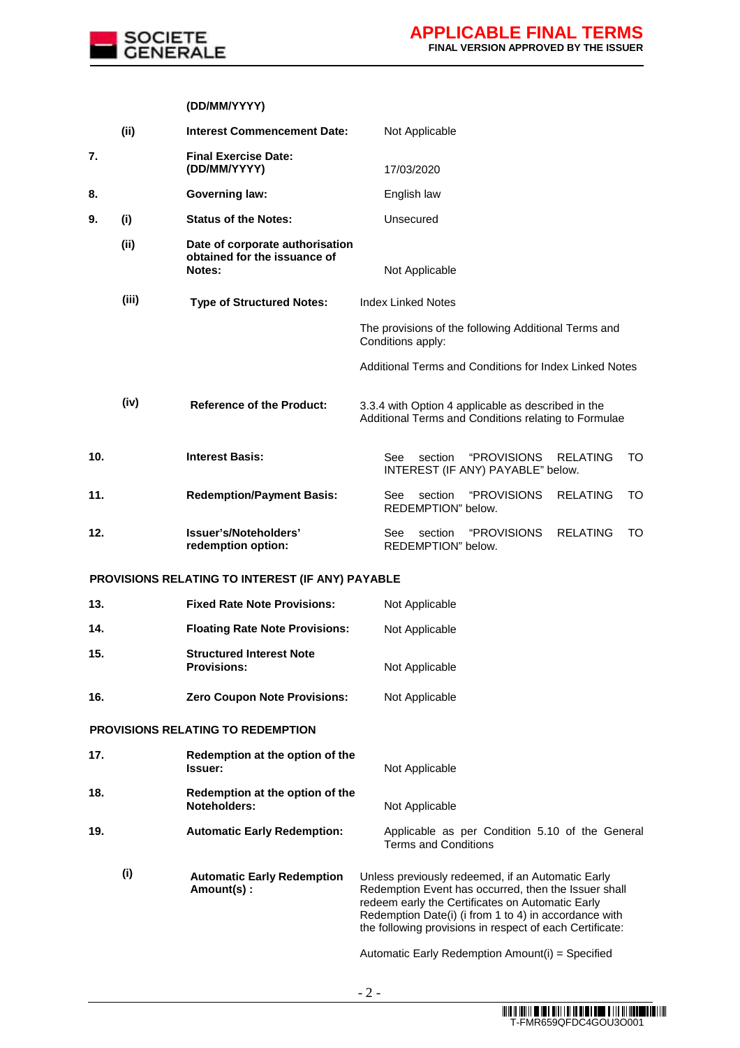| | | | |
|---|---|---|---|
| | | **(DD/MM/YYYY)** | |
| | **(ii)** | **Interest Commencement Date:** | Not Applicable |
| **7.** | | **Final Exercise Date: (DD/MM/YYYY)** | 17/03/2020 |
| **8.** | | **Governing law:** | English law |
| **9.** | **(i)** | **Status of the Notes:** | Unsecured |
| | **(ii)** | **Date of corporate authorisation obtained for the issuance of Notes:** | Not Applicable |
| | **(iii)** | **Type of Structured Notes:** | Index Linked Notes<br><br>The provisions of the following Additional Terms and Conditions apply:<br><br>Additional Terms and Conditions for Index Linked Notes |
| | **(iv)** | **Reference of the Product:** | 3.3.4 with Option 4 applicable as described in the Additional Terms and Conditions relating to Formulae |
| **10.** | | **Interest Basis:** | See section "PROVISIONS RELATING TO INTEREST (IF ANY) PAYABLE" below. |
| **11.** | | **Redemption/Payment Basis:** | See section "PROVISIONS RELATING TO REDEMPTION" below. |
| **12.** | | **Issuer's/Noteholders' redemption option:** | See section "PROVISIONS RELATING TO REDEMPTION" below. |

**PROVISIONS RELATING TO INTEREST (IF ANY) PAYABLE**

| | | | |
|---|---|---|---|
| **13.** | | **Fixed Rate Note Provisions:** | Not Applicable |
| **14.** | | **Floating Rate Note Provisions:** | Not Applicable |
| **15.** | | **Structured Interest Note Provisions:** | Not Applicable |
| **16.** | | **Zero Coupon Note Provisions:** | Not Applicable |

**PROVISIONS RELATING TO REDEMPTION**

| | | | |
|---|---|---|---|
| **17.** | | **Redemption at the option of the Issuer:** | Not Applicable |
| **18.** | | **Redemption at the option of the Noteholders:** | Not Applicable |
| **19.** | | **Automatic Early Redemption:** | Applicable as per Condition 5.10 of the General Terms and Conditions |
| | **(i)** | **Automatic Early Redemption Amount(s) :** | Unless previously redeemed, if an Automatic Early Redemption Event has occurred, then the Issuer shall redeem early the Certificates on Automatic Early Redemption Date(i) (i from 1 to 4) in accordance with the following provisions in respect of each Certificate:<br><br>Automatic Early Redemption Amount(i) = Specified |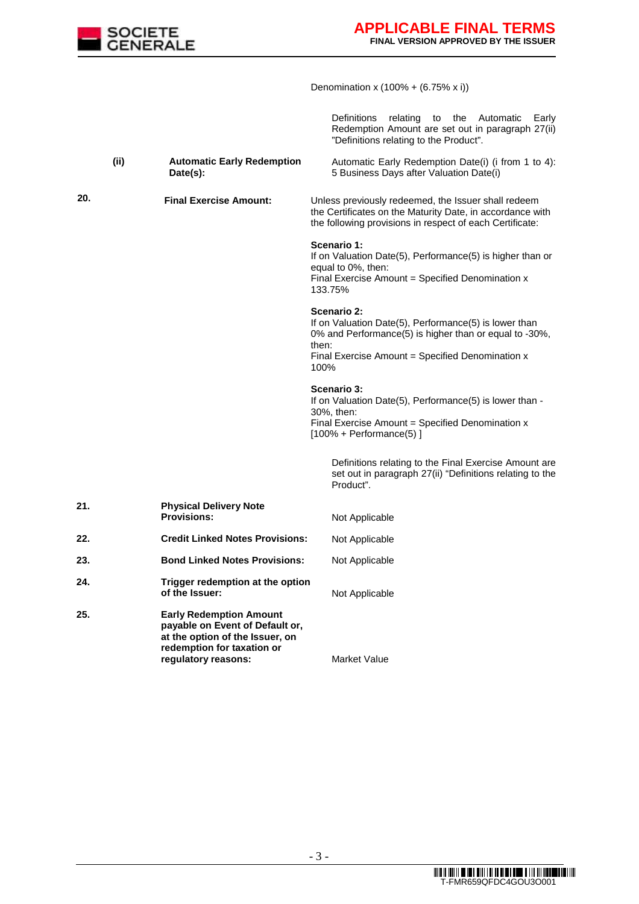| | | | |
|---|---|---|---|
| | | | Denomination x (100% + (6.75% x i)) |
| | | | Definitions relating to the Automatic Early Redemption Amount are set out in paragraph 27(ii) "Definitions relating to the Product". |
| | (ii) | **Automatic Early Redemption Date(s):** | Automatic Early Redemption Date(i) (i from 1 to 4): 5 Business Days after Valuation Date(i) |
| 20. | | **Final Exercise Amount:** | Unless previously redeemed, the Issuer shall redeem the Certificates on the Maturity Date, in accordance with the following provisions in respect of each Certificate:<br><br>**Scenario 1:**<br>If on Valuation Date(5), Performance(5) is higher than or equal to 0%, then:<br>Final Exercise Amount = Specified Denomination x 133.75%<br><br>**Scenario 2:**<br>If on Valuation Date(5), Performance(5) is lower than 0% and Performance(5) is higher than or equal to -30%, then:<br>Final Exercise Amount = Specified Denomination x 100%<br><br>**Scenario 3:**<br>If on Valuation Date(5), Performance(5) is lower than -30%, then:<br>Final Exercise Amount = Specified Denomination x [100% + Performance(5) ]<br><br>Definitions relating to the Final Exercise Amount are set out in paragraph 27(ii) "Definitions relating to the Product". |
| 21. | | **Physical Delivery Note Provisions:** | Not Applicable |
| 22. | | **Credit Linked Notes Provisions:** | Not Applicable |
| 23. | | **Bond Linked Notes Provisions:** | Not Applicable |
| 24. | | **Trigger redemption at the option of the Issuer:** | Not Applicable |
| 25. | | **Early Redemption Amount payable on Event of Default or, at the option of the Issuer, on redemption for taxation or regulatory reasons:** | Market Value |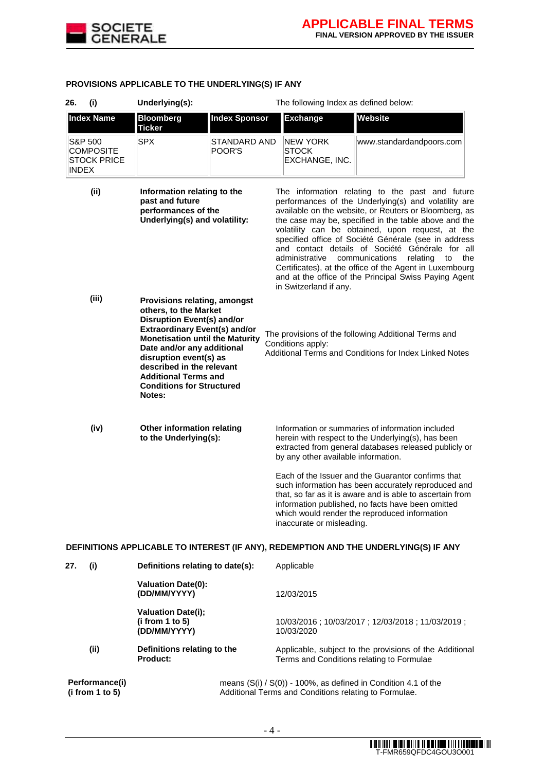**PROVISIONS APPLICABLE TO THE UNDERLYING(S) IF ANY**

**26. (i) Underlying(s):** The following Index as defined below:

| Index Name | Bloomberg Ticker | Index Sponsor | Exchange | Website |
|---|---|---|---|---|
| S&P 500 COMPOSITE STOCK PRICE INDEX | SPX | STANDARD AND POOR'S | NEW YORK STOCK EXCHANGE, INC. | www.standardandpoors.com |

**(ii) Information relating to the past and future performances of the Underlying(s) and volatility:** The information relating to the past and future performances of the Underlying(s) and volatility are available on the website, or Reuters or Bloomberg, as the case may be, specified in the table above and the volatility can be obtained, upon request, at the specified office of Société Générale (see in address and contact details of Société Générale for all administrative communications relating to the Certificates), at the office of the Agent in Luxembourg and at the office of the Principal Swiss Paying Agent in Switzerland if any.

**(iii) Provisions relating, amongst others, to the Market Disruption Event(s) and/or Extraordinary Event(s) and/or Monetisation until the Maturity Date and/or any additional disruption event(s) as described in the relevant Additional Terms and Conditions for Structured Notes:** The provisions of the following Additional Terms and Conditions apply:
Additional Terms and Conditions for Index Linked Notes

**(iv) Other information relating to the Underlying(s):** Information or summaries of information included herein with respect to the Underlying(s), has been extracted from general databases released publicly or by any other available information.

Each of the Issuer and the Guarantor confirms that such information has been accurately reproduced and that, so far as it is aware and is able to ascertain from information published, no facts have been omitted which would render the reproduced information inaccurate or misleading.

**DEFINITIONS APPLICABLE TO INTEREST (IF ANY), REDEMPTION AND THE UNDERLYING(S) IF ANY**

**27. (i) Definitions relating to date(s):** Applicable

**Valuation Date(0): (DD/MM/YYYY)** 12/03/2015

**Valuation Date(i); (i from 1 to 5) (DD/MM/YYYY)** 10/03/2016 ; 10/03/2017 ; 12/03/2018 ; 11/03/2019 ; 10/03/2020

**(ii) Definitions relating to the Product:** Applicable, subject to the provisions of the Additional Terms and Conditions relating to Formulae

**Performance(i) (i from 1 to 5)** means (S(i) / S(0)) - 100%, as defined in Condition 4.1 of the Additional Terms and Conditions relating to Formulae.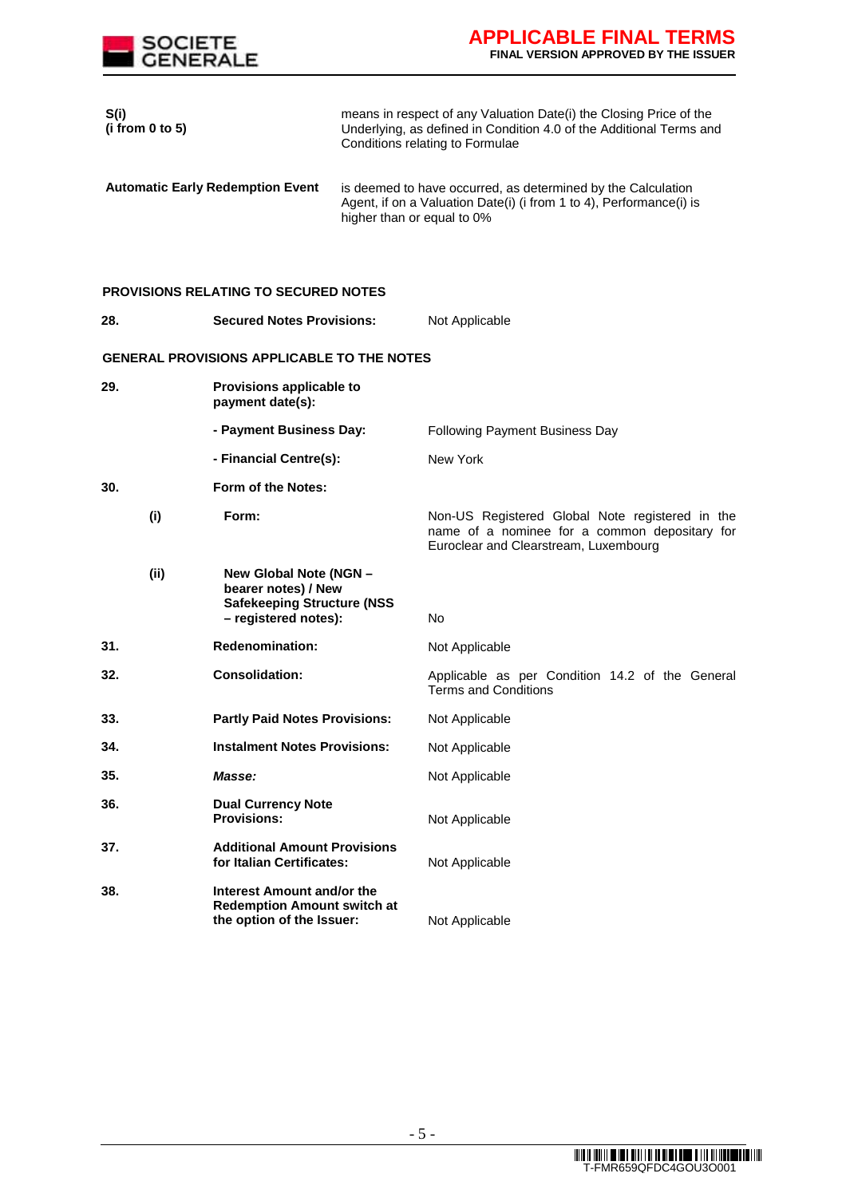| | |
|---|---|
| **S(i)** **(i from 0 to 5)** | means in respect of any Valuation Date(i) the Closing Price of the Underlying, as defined in Condition 4.0 of the Additional Terms and Conditions relating to Formulae |
| **Automatic Early Redemption Event** | is deemed to have occurred, as determined by the Calculation Agent, if on a Valuation Date(i) (i from 1 to 4), Performance(i) is higher than or equal to 0% |

**PROVISIONS RELATING TO SECURED NOTES**

| | | | |
|---|---|---|---|
| **28.** | | **Secured Notes Provisions:** | Not Applicable |

**GENERAL PROVISIONS APPLICABLE TO THE NOTES**

| | | | |
|---|---|---|---|
| **29.** | | **Provisions applicable to payment date(s):** | |
| | | **- Payment Business Day:** | Following Payment Business Day |
| | | **- Financial Centre(s):** | New York |
| **30.** | | **Form of the Notes:** | |
| | **(i)** | **Form:** | Non-US Registered Global Note registered in the name of a nominee for a common depositary for Euroclear and Clearstream, Luxembourg |
| | **(ii)** | **New Global Note (NGN – bearer notes) / New Safekeeping Structure (NSS – registered notes):** | No |
| **31.** | | **Redenomination:** | Not Applicable |
| **32.** | | **Consolidation:** | Applicable as per Condition 14.2 of the General Terms and Conditions |
| **33.** | | **Partly Paid Notes Provisions:** | Not Applicable |
| **34.** | | **Instalment Notes Provisions:** | Not Applicable |
| **35.** | | ***Masse:*** | Not Applicable |
| **36.** | | **Dual Currency Note Provisions:** | Not Applicable |
| **37.** | | **Additional Amount Provisions for Italian Certificates:** | Not Applicable |
| **38.** | | **Interest Amount and/or the Redemption Amount switch at the option of the Issuer:** | Not Applicable |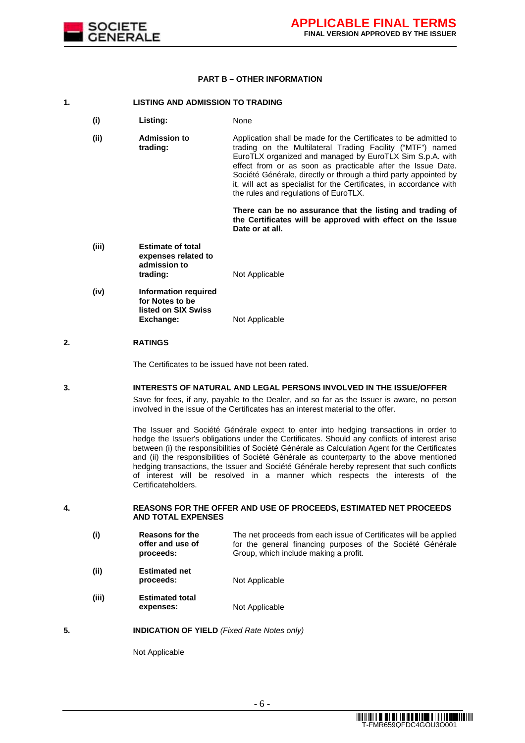## PART B – OTHER INFORMATION

**1. LISTING AND ADMISSION TO TRADING**

| | | |
|---|---|---|
| **(i)** | **Listing:** | None |
| **(ii)** | **Admission to trading:** | Application shall be made for the Certificates to be admitted to trading on the Multilateral Trading Facility ("MTF") named EuroTLX organized and managed by EuroTLX Sim S.p.A. with effect from or as soon as practicable after the Issue Date. Société Générale, directly or through a third party appointed by it, will act as specialist for the Certificates, in accordance with the rules and regulations of EuroTLX.<br><br>**There can be no assurance that the listing and trading of the Certificates will be approved with effect on the Issue Date or at all.** |
| **(iii)** | **Estimate of total expenses related to admission to trading:** | Not Applicable |
| **(iv)** | **Information required for Notes to be listed on SIX Swiss Exchange:** | Not Applicable |

**2. RATINGS**

The Certificates to be issued have not been rated.

**3. INTERESTS OF NATURAL AND LEGAL PERSONS INVOLVED IN THE ISSUE/OFFER**

Save for fees, if any, payable to the Dealer, and so far as the Issuer is aware, no person involved in the issue of the Certificates has an interest material to the offer.

The Issuer and Société Générale expect to enter into hedging transactions in order to hedge the Issuer's obligations under the Certificates. Should any conflicts of interest arise between (i) the responsibilities of Société Générale as Calculation Agent for the Certificates and (ii) the responsibilities of Société Générale as counterparty to the above mentioned hedging transactions, the Issuer and Société Générale hereby represent that such conflicts of interest will be resolved in a manner which respects the interests of the Certificateholders.

**4. REASONS FOR THE OFFER AND USE OF PROCEEDS, ESTIMATED NET PROCEEDS AND TOTAL EXPENSES**

| | | |
|---|---|---|
| **(i)** | **Reasons for the offer and use of proceeds:** | The net proceeds from each issue of Certificates will be applied for the general financing purposes of the Société Générale Group, which include making a profit. |
| **(ii)** | **Estimated net proceeds:** | Not Applicable |
| **(iii)** | **Estimated total expenses:** | Not Applicable |

**5. INDICATION OF YIELD** *(Fixed Rate Notes only)*

Not Applicable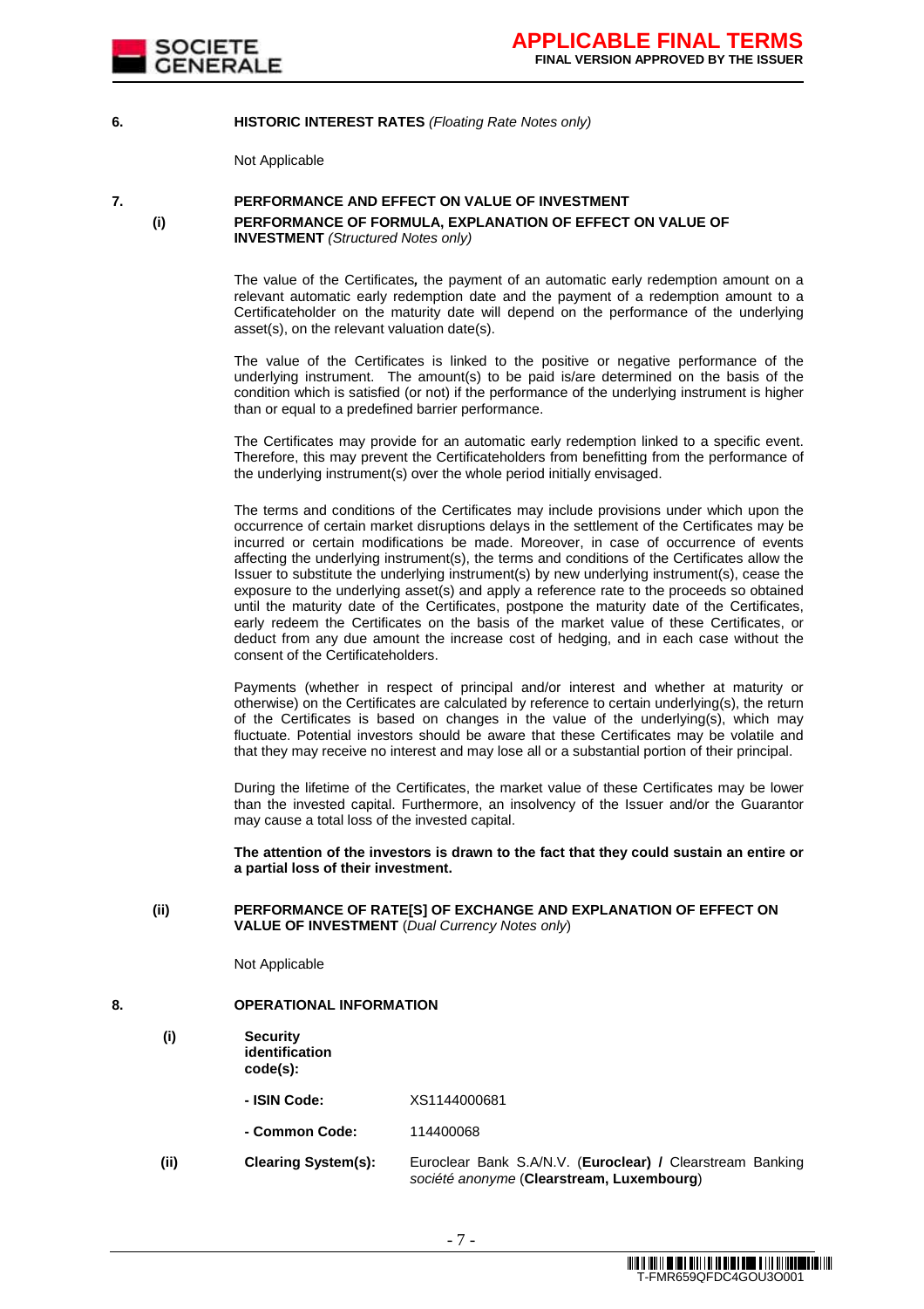## 6. HISTORIC INTEREST RATES *(Floating Rate Notes only)*

Not Applicable

## 7. PERFORMANCE AND EFFECT ON VALUE OF INVESTMENT

### (i) PERFORMANCE OF FORMULA, EXPLANATION OF EFFECT ON VALUE OF INVESTMENT *(Structured Notes only)*

The value of the Certificates**,** the payment of an automatic early redemption amount on a relevant automatic early redemption date and the payment of a redemption amount to a Certificateholder on the maturity date will depend on the performance of the underlying asset(s), on the relevant valuation date(s).

The value of the Certificates is linked to the positive or negative performance of the underlying instrument. The amount(s) to be paid is/are determined on the basis of the condition which is satisfied (or not) if the performance of the underlying instrument is higher than or equal to a predefined barrier performance.

The Certificates may provide for an automatic early redemption linked to a specific event. Therefore, this may prevent the Certificateholders from benefitting from the performance of the underlying instrument(s) over the whole period initially envisaged.

The terms and conditions of the Certificates may include provisions under which upon the occurrence of certain market disruptions delays in the settlement of the Certificates may be incurred or certain modifications be made. Moreover, in case of occurrence of events affecting the underlying instrument(s), the terms and conditions of the Certificates allow the Issuer to substitute the underlying instrument(s) by new underlying instrument(s), cease the exposure to the underlying asset(s) and apply a reference rate to the proceeds so obtained until the maturity date of the Certificates, postpone the maturity date of the Certificates, early redeem the Certificates on the basis of the market value of these Certificates, or deduct from any due amount the increase cost of hedging, and in each case without the consent of the Certificateholders.

Payments (whether in respect of principal and/or interest and whether at maturity or otherwise) on the Certificates are calculated by reference to certain underlying(s), the return of the Certificates is based on changes in the value of the underlying(s), which may fluctuate. Potential investors should be aware that these Certificates may be volatile and that they may receive no interest and may lose all or a substantial portion of their principal.

During the lifetime of the Certificates, the market value of these Certificates may be lower than the invested capital. Furthermore, an insolvency of the Issuer and/or the Guarantor may cause a total loss of the invested capital.

**The attention of the investors is drawn to the fact that they could sustain an entire or a partial loss of their investment.**

### (ii) PERFORMANCE OF RATE[S] OF EXCHANGE AND EXPLANATION OF EFFECT ON VALUE OF INVESTMENT (*Dual Currency Notes only*)

Not Applicable

## 8. OPERATIONAL INFORMATION

**(i) Security identification code(s):**

| | |
|---|---|
| **- ISIN Code:** | XS1144000681 |
| **- Common Code:** | 114400068 |

**(ii) Clearing System(s):** Euroclear Bank S.A/N.V. (**Euroclear) /** Clearstream Banking *société anonyme* (**Clearstream, Luxembourg**)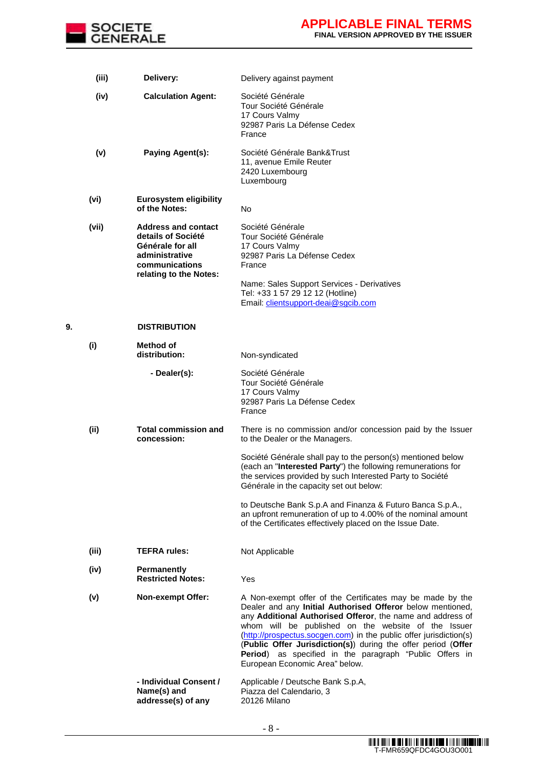| | | |
|---|---|---|
| (iii) | **Delivery:** | Delivery against payment |
| (iv) | **Calculation Agent:** | Société Générale<br>Tour Société Générale<br>17 Cours Valmy<br>92987 Paris La Défense Cedex<br>France |
| (v) | **Paying Agent(s):** | Société Générale Bank&Trust<br>11, avenue Emile Reuter<br>2420 Luxembourg<br>Luxembourg |
| (vi) | **Eurosystem eligibility of the Notes:** | No |
| (vii) | **Address and contact details of Société Générale for all administrative communications relating to the Notes:** | Société Générale<br>Tour Société Générale<br>17 Cours Valmy<br>92987 Paris La Défense Cedex<br>France<br><br>Name: Sales Support Services - Derivatives<br>Tel: +33 1 57 29 12 12 (Hotline)<br>Email: clientsupport-deai@sgcib.com |

**9. DISTRIBUTION**

| | | |
|---|---|---|
| (i) | **Method of distribution:** | Non-syndicated |
| | **- Dealer(s):** | Société Générale<br>Tour Société Générale<br>17 Cours Valmy<br>92987 Paris La Défense Cedex<br>France |
| (ii) | **Total commission and concession:** | There is no commission and/or concession paid by the Issuer to the Dealer or the Managers.<br><br>Société Générale shall pay to the person(s) mentioned below (each an "**Interested Party**") the following remunerations for the services provided by such Interested Party to Société Générale in the capacity set out below:<br><br>to Deutsche Bank S.p.A and Finanza & Futuro Banca S.p.A., an upfront remuneration of up to 4.00% of the nominal amount of the Certificates effectively placed on the Issue Date. |
| (iii) | **TEFRA rules:** | Not Applicable |
| (iv) | **Permanently Restricted Notes:** | Yes |
| (v) | **Non-exempt Offer:** | A Non-exempt offer of the Certificates may be made by the Dealer and any **Initial Authorised Offeror** below mentioned, any **Additional Authorised Offeror**, the name and address of whom will be published on the website of the Issuer (http://prospectus.socgen.com) in the public offer jurisdiction(s) (**Public Offer Jurisdiction(s)**) during the offer period (**Offer Period**) as specified in the paragraph "Public Offers in European Economic Area" below. |
| | **- Individual Consent / Name(s) and addresse(s) of any** | Applicable / Deutsche Bank S.p.A,<br>Piazza del Calendario, 3<br>20126 Milano |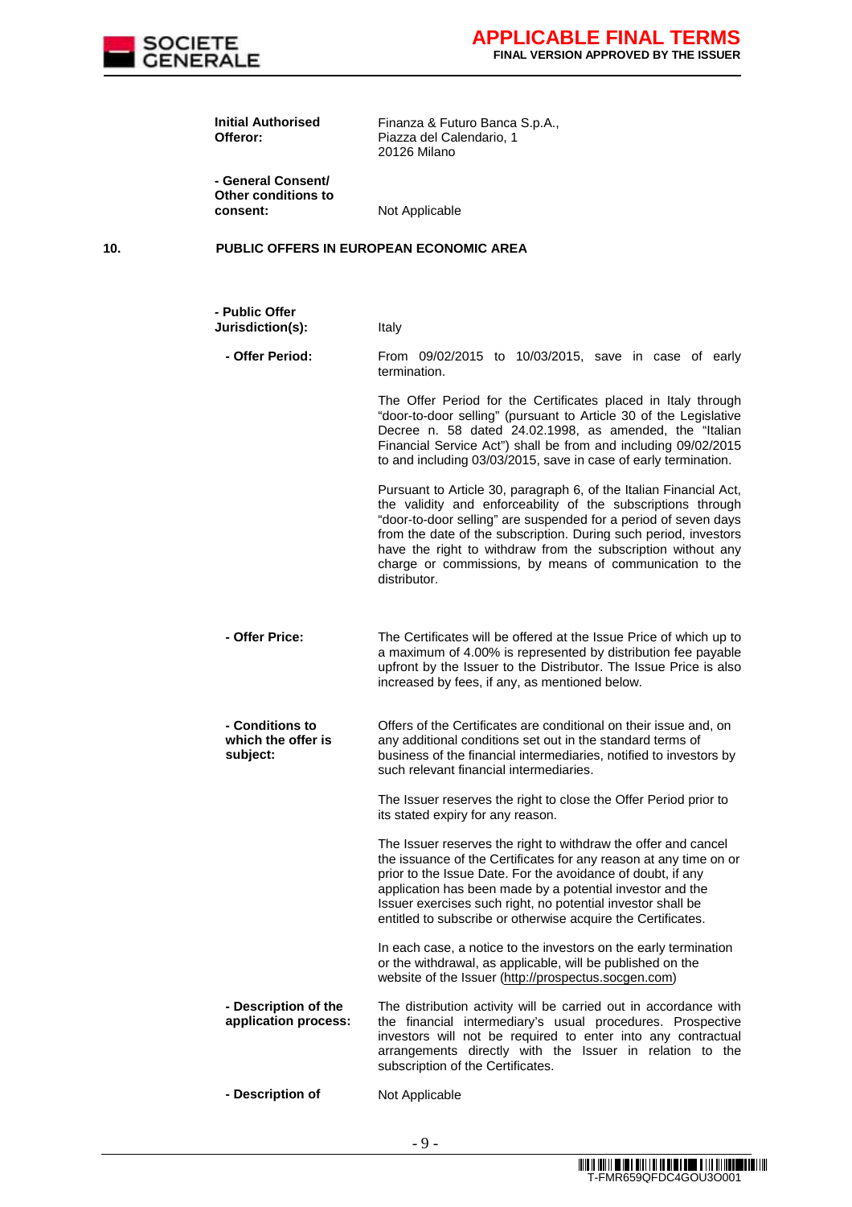| | | |
|---|---|---|
| | **Initial Authorised Offeror:** | Finanza & Futuro Banca S.p.A., Piazza del Calendario, 1 20126 Milano |
| | **- General Consent/ Other conditions to consent:** | Not Applicable |

**10. PUBLIC OFFERS IN EUROPEAN ECONOMIC AREA**

| | |
|---|---|
| **- Public Offer Jurisdiction(s):** | Italy |
| **- Offer Period:** | From 09/02/2015 to 10/03/2015, save in case of early termination.<br><br>The Offer Period for the Certificates placed in Italy through "door-to-door selling" (pursuant to Article 30 of the Legislative Decree n. 58 dated 24.02.1998, as amended, the "Italian Financial Service Act") shall be from and including 09/02/2015 to and including 03/03/2015, save in case of early termination.<br><br>Pursuant to Article 30, paragraph 6, of the Italian Financial Act, the validity and enforceability of the subscriptions through "door-to-door selling" are suspended for a period of seven days from the date of the subscription. During such period, investors have the right to withdraw from the subscription without any charge or commissions, by means of communication to the distributor. |
| **- Offer Price:** | The Certificates will be offered at the Issue Price of which up to a maximum of 4.00% is represented by distribution fee payable upfront by the Issuer to the Distributor. The Issue Price is also increased by fees, if any, as mentioned below. |
| **- Conditions to which the offer is subject:** | Offers of the Certificates are conditional on their issue and, on any additional conditions set out in the standard terms of business of the financial intermediaries, notified to investors by such relevant financial intermediaries.<br><br>The Issuer reserves the right to close the Offer Period prior to its stated expiry for any reason.<br><br>The Issuer reserves the right to withdraw the offer and cancel the issuance of the Certificates for any reason at any time on or prior to the Issue Date. For the avoidance of doubt, if any application has been made by a potential investor and the Issuer exercises such right, no potential investor shall be entitled to subscribe or otherwise acquire the Certificates.<br><br>In each case, a notice to the investors on the early termination or the withdrawal, as applicable, will be published on the website of the Issuer (http://prospectus.socgen.com) |
| **- Description of the application process:** | The distribution activity will be carried out in accordance with the financial intermediary's usual procedures. Prospective investors will not be required to enter into any contractual arrangements directly with the Issuer in relation to the subscription of the Certificates. |
| **- Description of** | Not Applicable |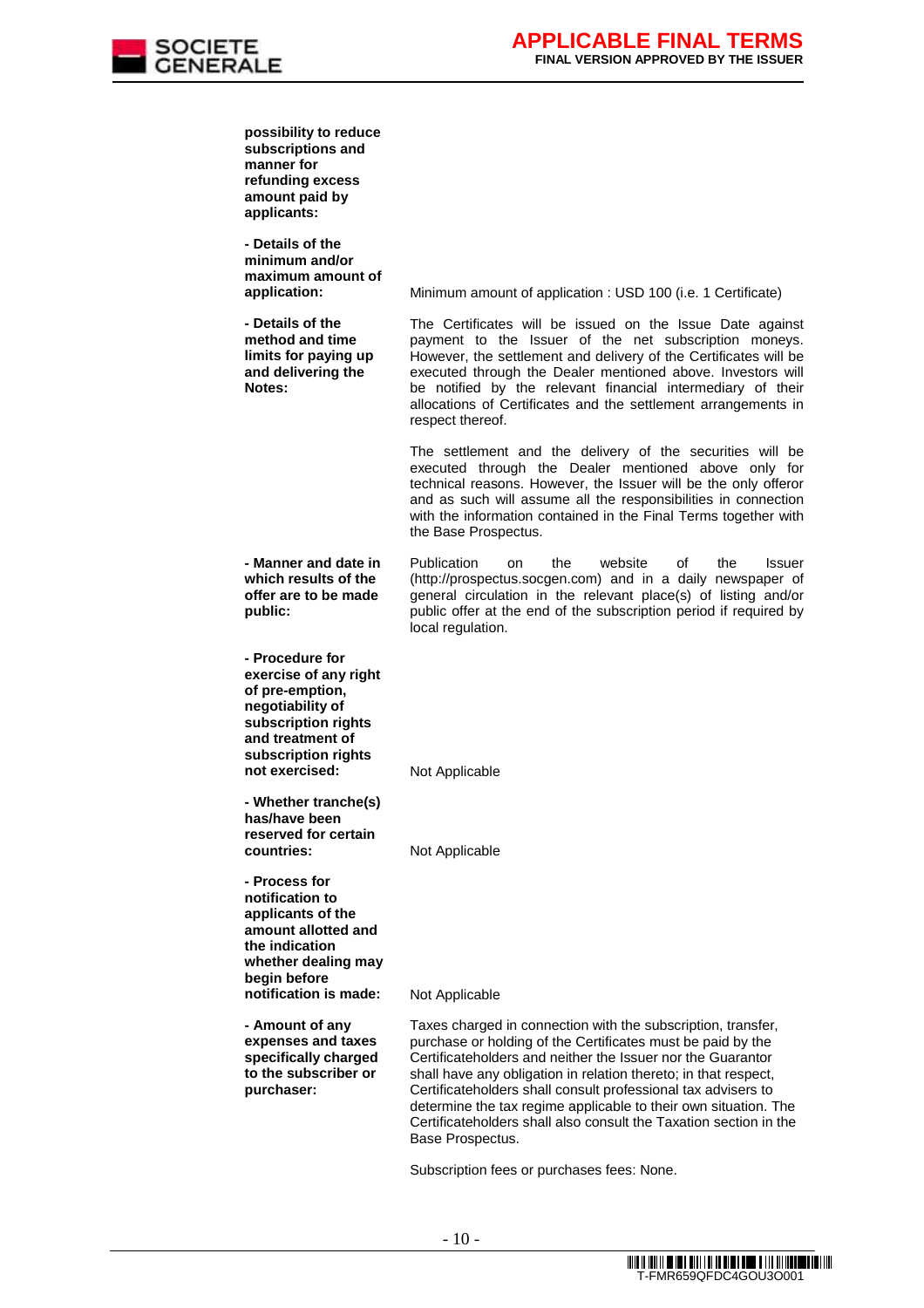| | |
|---|---|
| **possibility to reduce subscriptions and manner for refunding excess amount paid by applicants:** | |
| **- Details of the minimum and/or maximum amount of application:** | Minimum amount of application : USD 100 (i.e. 1 Certificate) |
| **- Details of the method and time limits for paying up and delivering the Notes:** | The Certificates will be issued on the Issue Date against payment to the Issuer of the net subscription moneys. However, the settlement and delivery of the Certificates will be executed through the Dealer mentioned above. Investors will be notified by the relevant financial intermediary of their allocations of Certificates and the settlement arrangements in respect thereof.<br><br>The settlement and the delivery of the securities will be executed through the Dealer mentioned above only for technical reasons. However, the Issuer will be the only offeror and as such will assume all the responsibilities in connection with the information contained in the Final Terms together with the Base Prospectus. |
| **- Manner and date in which results of the offer are to be made public:** | Publication on the website of the Issuer (http://prospectus.socgen.com) and in a daily newspaper of general circulation in the relevant place(s) of listing and/or public offer at the end of the subscription period if required by local regulation. |
| **- Procedure for exercise of any right of pre-emption, negotiability of subscription rights and treatment of subscription rights not exercised:** | Not Applicable |
| **- Whether tranche(s) has/have been reserved for certain countries:** | Not Applicable |
| **- Process for notification to applicants of the amount allotted and the indication whether dealing may begin before notification is made:** | Not Applicable |
| **- Amount of any expenses and taxes specifically charged to the subscriber or purchaser:** | Taxes charged in connection with the subscription, transfer, purchase or holding of the Certificates must be paid by the Certificateholders and neither the Issuer nor the Guarantor shall have any obligation in relation thereto; in that respect, Certificateholders shall consult professional tax advisers to determine the tax regime applicable to their own situation. The Certificateholders shall also consult the Taxation section in the Base Prospectus.<br><br>Subscription fees or purchases fees: None. |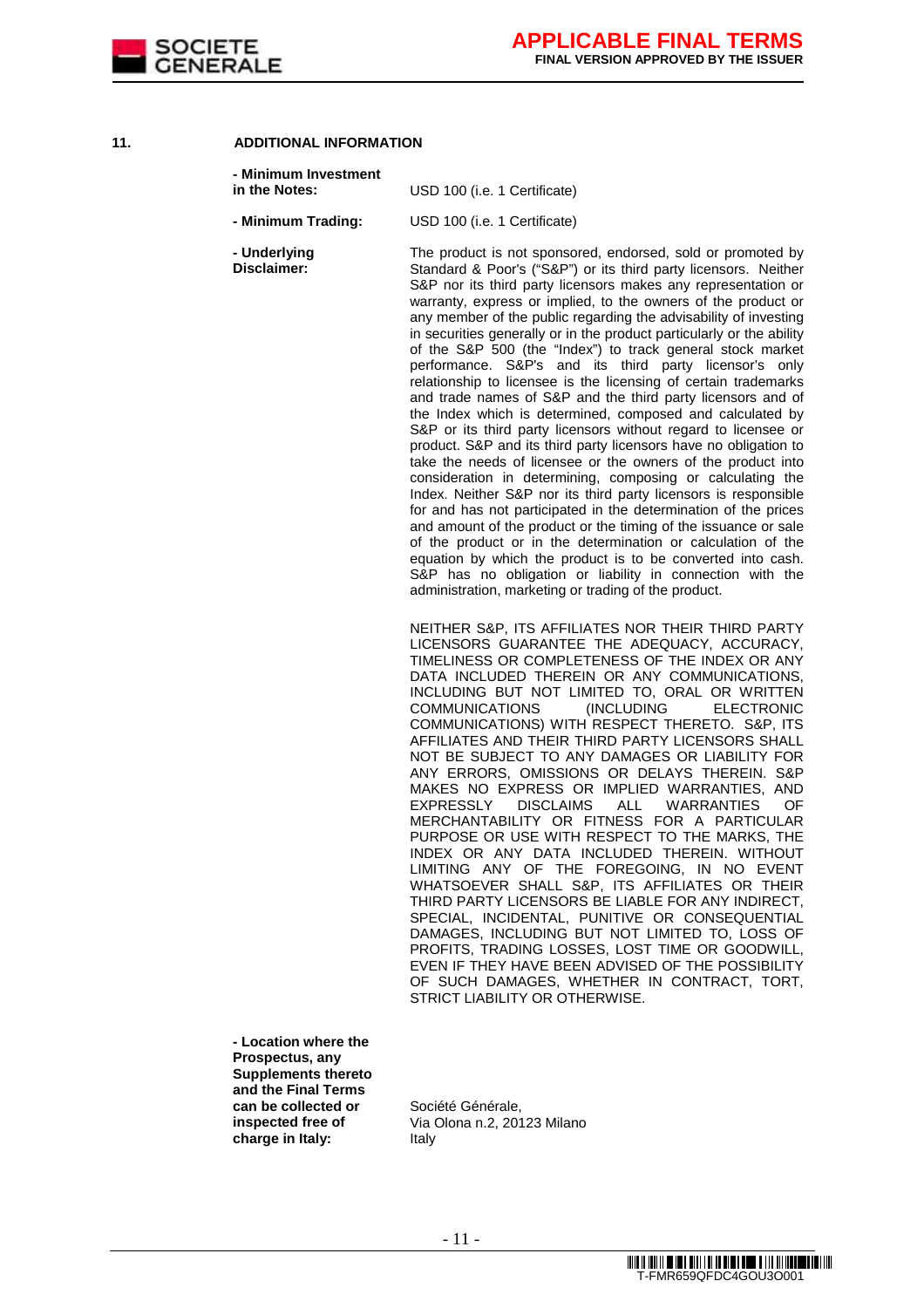## 11. ADDITIONAL INFORMATION

**- Minimum Investment in the Notes:** USD 100 (i.e. 1 Certificate)

**- Minimum Trading:** USD 100 (i.e. 1 Certificate)

**- Underlying Disclaimer:**

The product is not sponsored, endorsed, sold or promoted by Standard & Poor's ("S&P") or its third party licensors. Neither S&P nor its third party licensors makes any representation or warranty, express or implied, to the owners of the product or any member of the public regarding the advisability of investing in securities generally or in the product particularly or the ability of the S&P 500 (the "Index") to track general stock market performance. S&P's and its third party licensor's only relationship to licensee is the licensing of certain trademarks and trade names of S&P and the third party licensors and of the Index which is determined, composed and calculated by S&P or its third party licensors without regard to licensee or product. S&P and its third party licensors have no obligation to take the needs of licensee or the owners of the product into consideration in determining, composing or calculating the Index. Neither S&P nor its third party licensors is responsible for and has not participated in the determination of the prices and amount of the product or the timing of the issuance or sale of the product or in the determination or calculation of the equation by which the product is to be converted into cash. S&P has no obligation or liability in connection with the administration, marketing or trading of the product.

NEITHER S&P, ITS AFFILIATES NOR THEIR THIRD PARTY LICENSORS GUARANTEE THE ADEQUACY, ACCURACY, TIMELINESS OR COMPLETENESS OF THE INDEX OR ANY DATA INCLUDED THEREIN OR ANY COMMUNICATIONS, INCLUDING BUT NOT LIMITED TO, ORAL OR WRITTEN COMMUNICATIONS (INCLUDING ELECTRONIC COMMUNICATIONS) WITH RESPECT THERETO. S&P, ITS AFFILIATES AND THEIR THIRD PARTY LICENSORS SHALL NOT BE SUBJECT TO ANY DAMAGES OR LIABILITY FOR ANY ERRORS, OMISSIONS OR DELAYS THEREIN. S&P MAKES NO EXPRESS OR IMPLIED WARRANTIES, AND EXPRESSLY DISCLAIMS ALL WARRANTIES OF MERCHANTABILITY OR FITNESS FOR A PARTICULAR PURPOSE OR USE WITH RESPECT TO THE MARKS, THE INDEX OR ANY DATA INCLUDED THEREIN. WITHOUT LIMITING ANY OF THE FOREGOING, IN NO EVENT WHATSOEVER SHALL S&P, ITS AFFILIATES OR THEIR THIRD PARTY LICENSORS BE LIABLE FOR ANY INDIRECT, SPECIAL, INCIDENTAL, PUNITIVE OR CONSEQUENTIAL DAMAGES, INCLUDING BUT NOT LIMITED TO, LOSS OF PROFITS, TRADING LOSSES, LOST TIME OR GOODWILL, EVEN IF THEY HAVE BEEN ADVISED OF THE POSSIBILITY OF SUCH DAMAGES, WHETHER IN CONTRACT, TORT, STRICT LIABILITY OR OTHERWISE.

**- Location where the Prospectus, any Supplements thereto and the Final Terms can be collected or inspected free of charge in Italy:**

Société Générale,
Via Olona n.2, 20123 Milano
Italy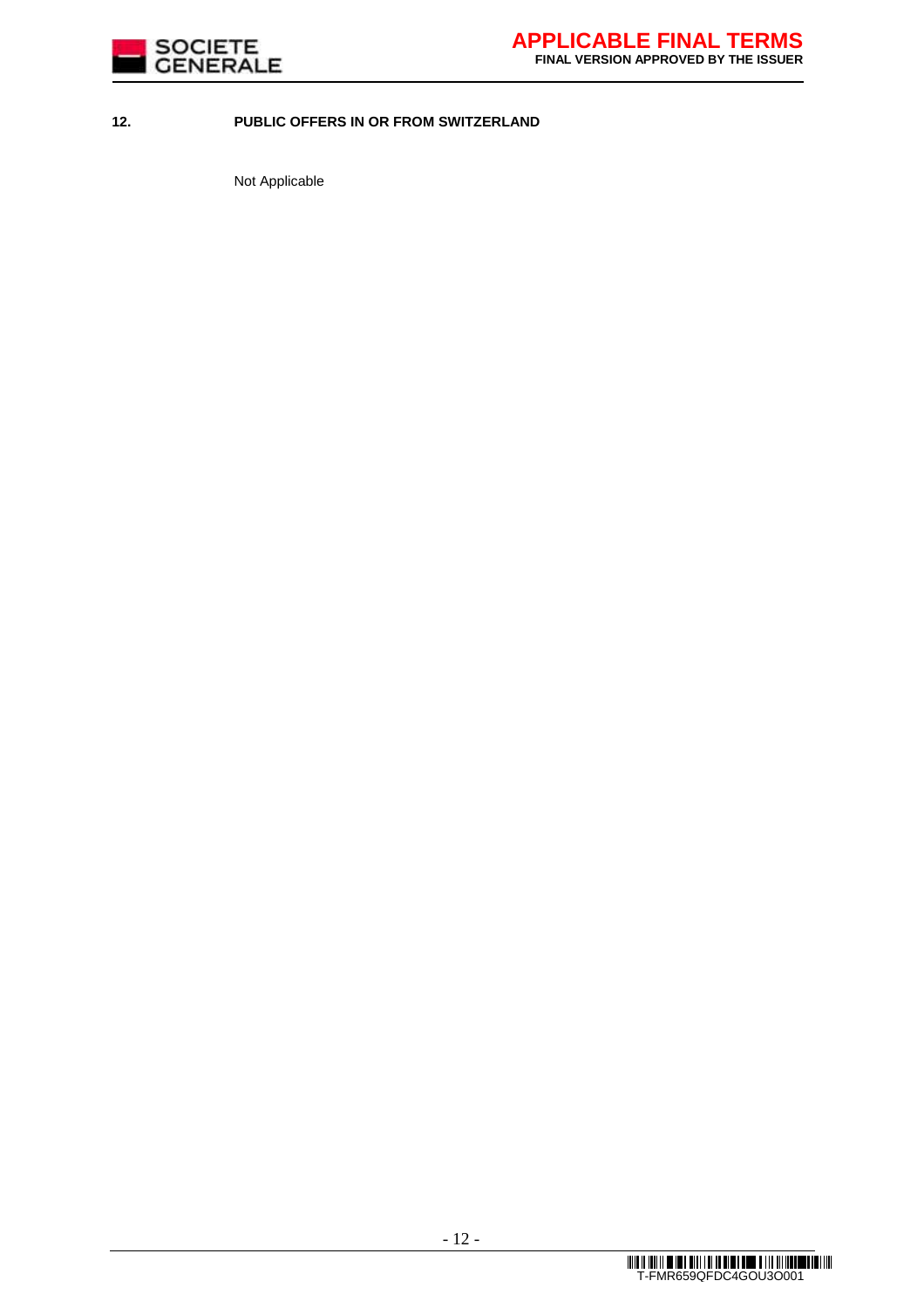**12. PUBLIC OFFERS IN OR FROM SWITZERLAND**

Not Applicable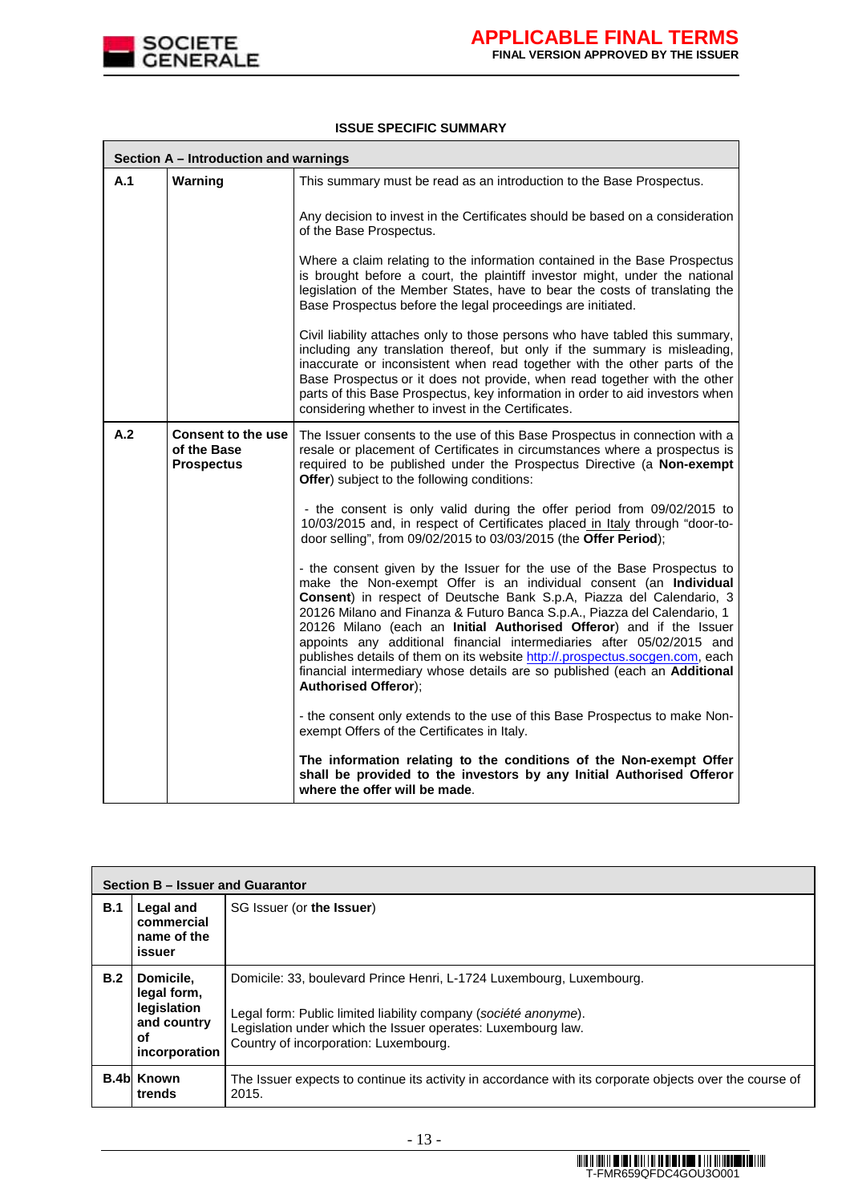**ISSUE SPECIFIC SUMMARY**

| Section A – Introduction and warnings | | |
|---|---|---|
| **A.1** | **Warning** | This summary must be read as an introduction to the Base Prospectus.<br><br>Any decision to invest in the Certificates should be based on a consideration of the Base Prospectus.<br><br>Where a claim relating to the information contained in the Base Prospectus is brought before a court, the plaintiff investor might, under the national legislation of the Member States, have to bear the costs of translating the Base Prospectus before the legal proceedings are initiated.<br><br>Civil liability attaches only to those persons who have tabled this summary, including any translation thereof, but only if the summary is misleading, inaccurate or inconsistent when read together with the other parts of the Base Prospectus or it does not provide, when read together with the other parts of this Base Prospectus, key information in order to aid investors when considering whether to invest in the Certificates. |
| **A.2** | **Consent to the use of the Base Prospectus** | The Issuer consents to the use of this Base Prospectus in connection with a resale or placement of Certificates in circumstances where a prospectus is required to be published under the Prospectus Directive (a **Non-exempt Offer**) subject to the following conditions:<br><br>- the consent is only valid during the offer period from 09/02/2015 to 10/03/2015 and, in respect of Certificates placed in Italy through "door-to-door selling", from 09/02/2015 to 03/03/2015 (the **Offer Period**);<br><br>- the consent given by the Issuer for the use of the Base Prospectus to make the Non-exempt Offer is an individual consent (an **Individual Consent**) in respect of Deutsche Bank S.p.A, Piazza del Calendario, 3 20126 Milano and Finanza & Futuro Banca S.p.A., Piazza del Calendario, 1 20126 Milano (each an **Initial Authorised Offeror**) and if the Issuer appoints any additional financial intermediaries after 05/02/2015 and publishes details of them on its website http://.prospectus.socgen.com, each financial intermediary whose details are so published (each an **Additional Authorised Offeror**);<br><br>- the consent only extends to the use of this Base Prospectus to make Non-exempt Offers of the Certificates in Italy.<br><br>**The information relating to the conditions of the Non-exempt Offer shall be provided to the investors by any Initial Authorised Offeror where the offer will be made**. |

| Section B – Issuer and Guarantor | | |
|---|---|---|
| **B.1** | **Legal and commercial name of the issuer** | SG Issuer (or **the Issuer**) |
| **B.2** | **Domicile, legal form, legislation and country of incorporation** | Domicile: 33, boulevard Prince Henri, L-1724 Luxembourg, Luxembourg.<br><br>Legal form: Public limited liability company (*société anonyme*).<br>Legislation under which the Issuer operates: Luxembourg law.<br>Country of incorporation: Luxembourg. |
| **B.4b** | **Known trends** | The Issuer expects to continue its activity in accordance with its corporate objects over the course of 2015. |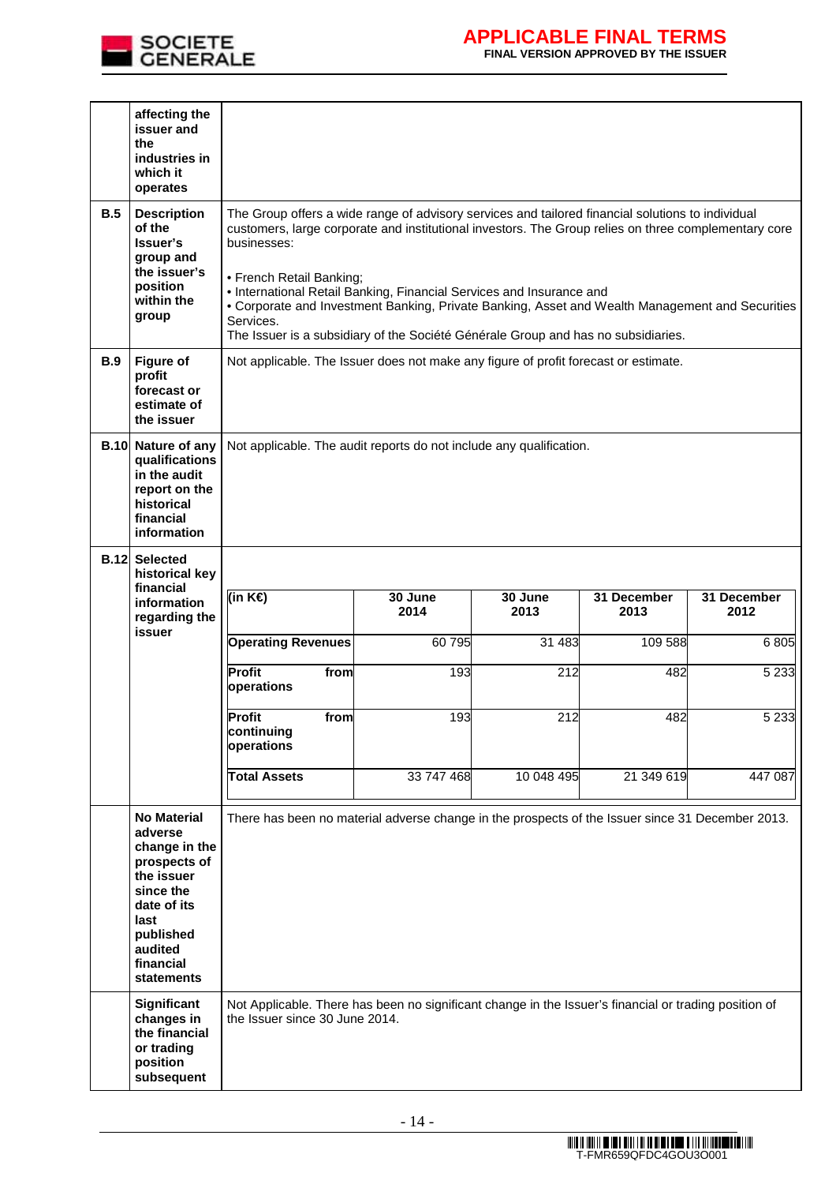| | | |
|---|---|---|
| | **affecting the issuer and the industries in which it operates** | |
| **B.5** | **Description of the Issuer's group and the issuer's position within the group** | The Group offers a wide range of advisory services and tailored financial solutions to individual customers, large corporate and institutional investors. The Group relies on three complementary core businesses:<br><br>• French Retail Banking;<br>• International Retail Banking, Financial Services and Insurance and<br>• Corporate and Investment Banking, Private Banking, Asset and Wealth Management and Securities Services.<br>The Issuer is a subsidiary of the Société Générale Group and has no subsidiaries. |
| **B.9** | **Figure of profit forecast or estimate of the issuer** | Not applicable. The Issuer does not make any figure of profit forecast or estimate. |
| **B.10** | **Nature of any qualifications in the audit report on the historical financial information** | Not applicable. The audit reports do not include any qualification. |
| **B.12** | **Selected historical key financial information regarding the issuer** | (see table below) |
| | **No Material adverse change in the prospects of the issuer since the date of its last published audited financial statements** | There has been no material adverse change in the prospects of the Issuer since 31 December 2013. |
| | **Significant changes in the financial or trading position subsequent** | Not Applicable. There has been no significant change in the Issuer's financial or trading position of the Issuer since 30 June 2014. |

| (in K€) | 30 June 2014 | 30 June 2013 | 31 December 2013 | 31 December 2012 |
|---|---|---|---|---|
| **Operating Revenues** | 60 795 | 31 483 | 109 588 | 6 805 |
| **Profit from operations** | 193 | 212 | 482 | 5 233 |
| **Profit from continuing operations** | 193 | 212 | 482 | 5 233 |
| **Total Assets** | 33 747 468 | 10 048 495 | 21 349 619 | 447 087 |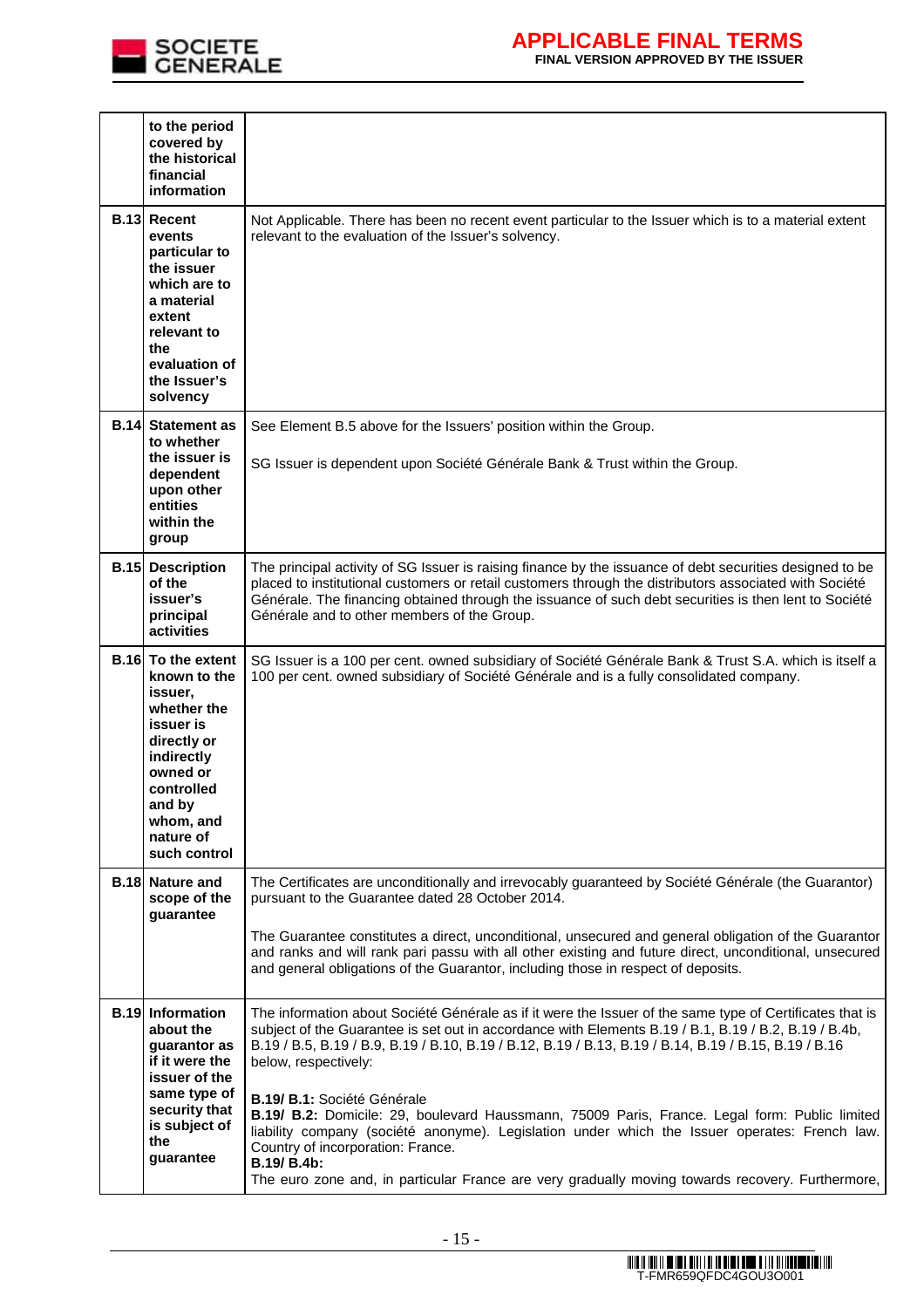|  |  |  |
|---|---|---|
|  | **to the period covered by the historical financial information** |  |
| **B.13** | **Recent events particular to the issuer which are to a material extent relevant to the evaluation of the Issuer's solvency** | Not Applicable. There has been no recent event particular to the Issuer which is to a material extent relevant to the evaluation of the Issuer's solvency. |
| **B.14** | **Statement as to whether the issuer is dependent upon other entities within the group** | See Element B.5 above for the Issuers' position within the Group.<br><br>SG Issuer is dependent upon Société Générale Bank & Trust within the Group. |
| **B.15** | **Description of the issuer's principal activities** | The principal activity of SG Issuer is raising finance by the issuance of debt securities designed to be placed to institutional customers or retail customers through the distributors associated with Société Générale. The financing obtained through the issuance of such debt securities is then lent to Société Générale and to other members of the Group. |
| **B.16** | **To the extent known to the issuer, whether the issuer is directly or indirectly owned or controlled and by whom, and nature of such control** | SG Issuer is a 100 per cent. owned subsidiary of Société Générale Bank & Trust S.A. which is itself a 100 per cent. owned subsidiary of Société Générale and is a fully consolidated company. |
| **B.18** | **Nature and scope of the guarantee** | The Certificates are unconditionally and irrevocably guaranteed by Société Générale (the Guarantor) pursuant to the Guarantee dated 28 October 2014.<br><br>The Guarantee constitutes a direct, unconditional, unsecured and general obligation of the Guarantor and ranks and will rank pari passu with all other existing and future direct, unconditional, unsecured and general obligations of the Guarantor, including those in respect of deposits. |
| **B.19** | **Information about the guarantor as if it were the issuer of the same type of security that is subject of the guarantee** | The information about Société Générale as if it were the Issuer of the same type of Certificates that is subject of the Guarantee is set out in accordance with Elements B.19 / B.1, B.19 / B.2, B.19 / B.4b, B.19 / B.5, B.19 / B.9, B.19 / B.10, B.19 / B.12, B.19 / B.13, B.19 / B.14, B.19 / B.15, B.19 / B.16 below, respectively:<br><br>**B.19/ B.1:** Société Générale<br>**B.19/ B.2:** Domicile: 29, boulevard Haussmann, 75009 Paris, France. Legal form: Public limited liability company (société anonyme). Legislation under which the Issuer operates: French law. Country of incorporation: France.<br>**B.19/ B.4b:**<br>The euro zone and, in particular France are very gradually moving towards recovery. Furthermore, |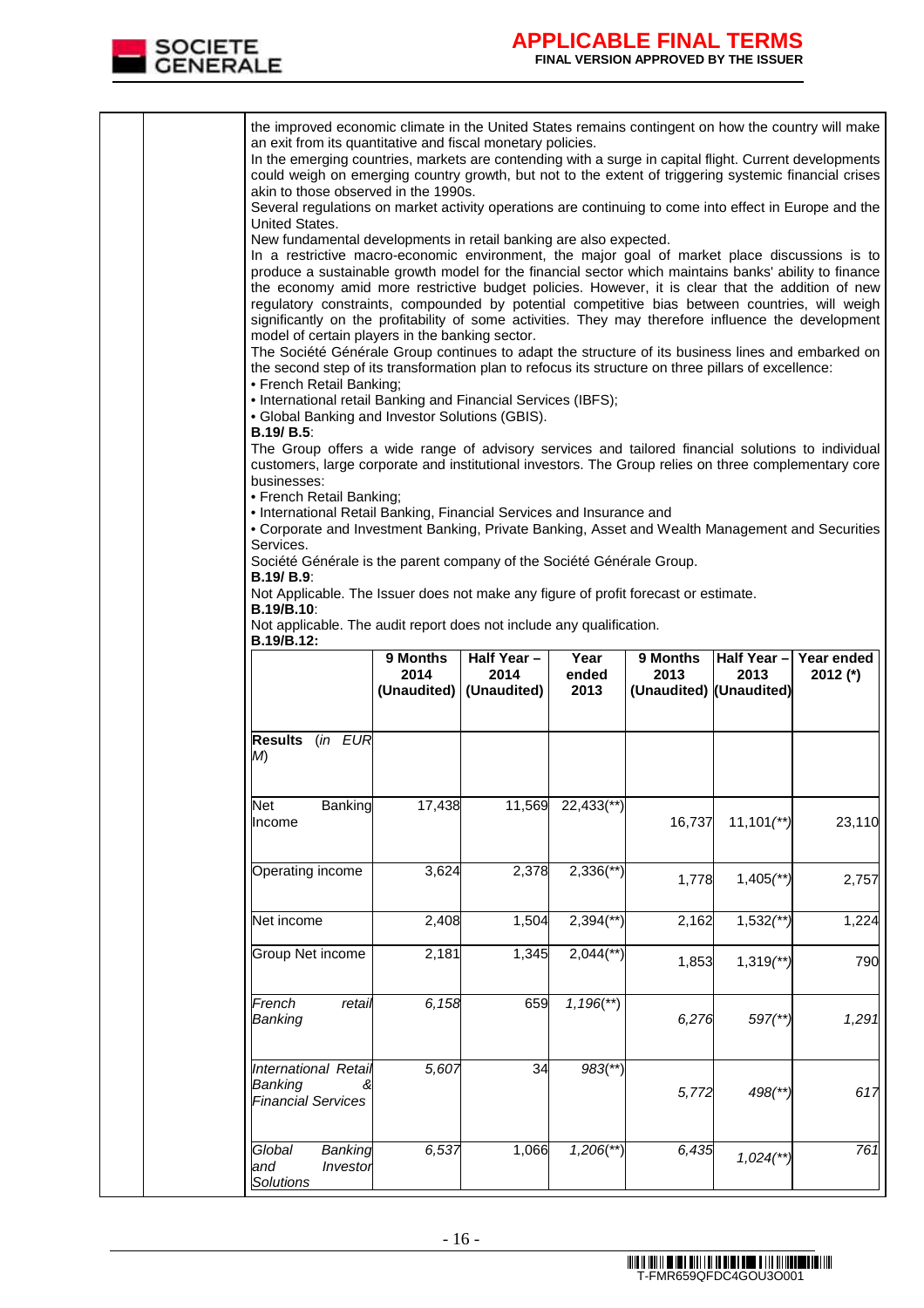the improved economic climate in the United States remains contingent on how the country will make an exit from its quantitative and fiscal monetary policies.

In the emerging countries, markets are contending with a surge in capital flight. Current developments could weigh on emerging country growth, but not to the extent of triggering systemic financial crises akin to those observed in the 1990s.

Several regulations on market activity operations are continuing to come into effect in Europe and the United States.

New fundamental developments in retail banking are also expected.

In a restrictive macro-economic environment, the major goal of market place discussions is to produce a sustainable growth model for the financial sector which maintains banks' ability to finance the economy amid more restrictive budget policies. However, it is clear that the addition of new regulatory constraints, compounded by potential competitive bias between countries, will weigh significantly on the profitability of some activities. They may therefore influence the development model of certain players in the banking sector.

The Société Générale Group continues to adapt the structure of its business lines and embarked on the second step of its transformation plan to refocus its structure on three pillars of excellence:

- French Retail Banking;
- International retail Banking and Financial Services (IBFS);
- Global Banking and Investor Solutions (GBIS).

**B.19/ B.5**:

The Group offers a wide range of advisory services and tailored financial solutions to individual customers, large corporate and institutional investors. The Group relies on three complementary core businesses:

- French Retail Banking;
- International Retail Banking, Financial Services and Insurance and
- Corporate and Investment Banking, Private Banking, Asset and Wealth Management and Securities Services.

Société Générale is the parent company of the Société Générale Group.

**B.19/ B.9**:

Not Applicable. The Issuer does not make any figure of profit forecast or estimate.

**B.19/B.10**:

Not applicable. The audit report does not include any qualification.

**B.19/B.12:**

| | 9 Months 2014 (Unaudited) | Half Year – 2014 (Unaudited) | Year ended 2013 | 9 Months 2013 (Unaudited) | Half Year – 2013 (Unaudited) | Year ended 2012 (*) |
|---|---|---|---|---|---|---|
| **Results** *(in EUR M)* | | | | | | |
| Net Banking Income | 17,438 | 11,569 | 22,433(**) | 16,737 | 11,101(**) | 23,110 |
| Operating income | 3,624 | 2,378 | 2,336(**) | 1,778 | 1,405(**) | 2,757 |
| Net income | 2,408 | 1,504 | 2,394(**) | 2,162 | 1,532(**) | 1,224 |
| Group Net income | 2,181 | 1,345 | 2,044(**) | 1,853 | 1,319(**) | 790 |
| *French retail Banking* | *6,158* | 659 | *1,196(**)* | *6,276* | *597(**)* | *1,291* |
| *International Retail Banking & Financial Services* | *5,607* | 34 | *983(**)* | *5,772* | *498(**)* | *617* |
| *Global Banking and Investor Solutions* | *6,537* | 1,066 | *1,206(**)* | *6,435* | *1,024(**)* | *761* |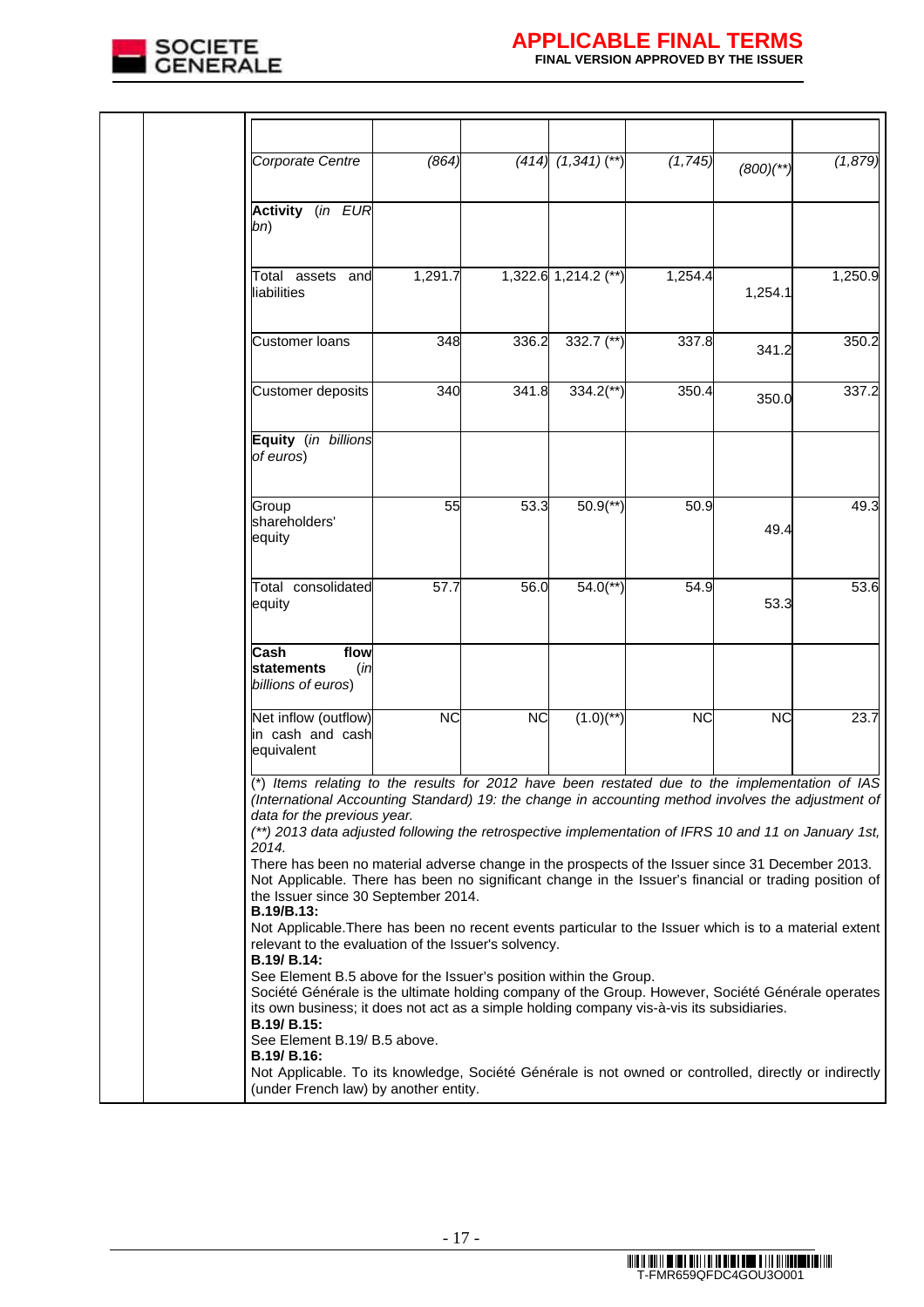| | | | | | |
|---|---|---|---|---|---|
| *Corporate Centre* | *(864)* | *(414)* | *(1,341) (**)* | *(1,745)* | *(800)(**)* | *(1,879)* |
| **Activity** *(in EUR bn)* | | | | | | |
| Total assets and liabilities | 1,291.7 | 1,322.6 | 1,214.2 (**) | 1,254.4 | 1,254.1 | 1,250.9 |
| Customer loans | 348 | 336.2 | 332.7 (**) | 337.8 | 341.2 | 350.2 |
| Customer deposits | 340 | 341.8 | 334.2(**) | 350.4 | 350.0 | 337.2 |
| **Equity** *(in billions of euros)* | | | | | | |
| Group shareholders' equity | 55 | 53.3 | 50.9(**) | 50.9 | 49.4 | 49.3 |
| Total consolidated equity | 57.7 | 56.0 | 54.0(**) | 54.9 | 53.3 | 53.6 |
| **Cash flow statements** *(in billions of euros)* | | | | | | |
| Net inflow (outflow) in cash and cash equivalent | NC | NC | (1.0)(**) | NC | NC | 23.7 |

*(\*) Items relating to the results for 2012 have been restated due to the implementation of IAS (International Accounting Standard) 19: the change in accounting method involves the adjustment of data for the previous year.*

*(\*\*) 2013 data adjusted following the retrospective implementation of IFRS 10 and 11 on January 1st, 2014.*

There has been no material adverse change in the prospects of the Issuer since 31 December 2013.

Not Applicable. There has been no significant change in the Issuer's financial or trading position of the Issuer since 30 September 2014.

**B.19/B.13:**

Not Applicable.There has been no recent events particular to the Issuer which is to a material extent relevant to the evaluation of the Issuer's solvency.

**B.19/ B.14:**

See Element B.5 above for the Issuer's position within the Group.

Société Générale is the ultimate holding company of the Group. However, Société Générale operates its own business; it does not act as a simple holding company vis-à-vis its subsidiaries.

**B.19/ B.15:**

See Element B.19/ B.5 above.

**B.19/ B.16:**

Not Applicable. To its knowledge, Société Générale is not owned or controlled, directly or indirectly (under French law) by another entity.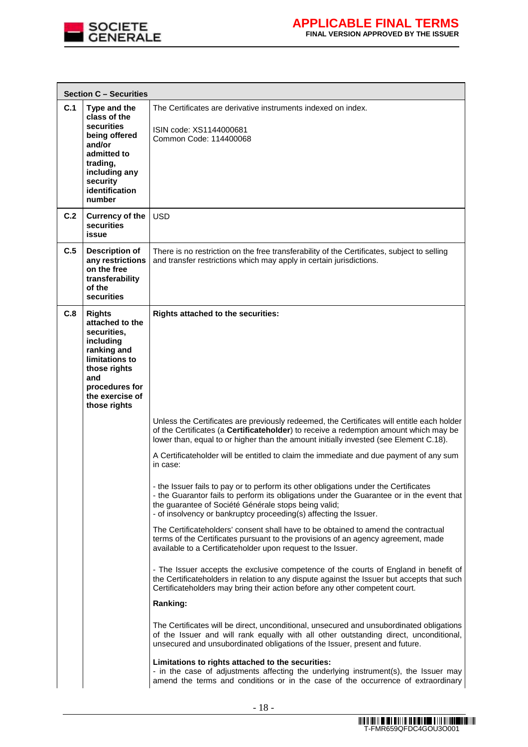| Section C – Securities | | |
|---|---|---|
| **C.1** | **Type and the class of the securities being offered and/or admitted to trading, including any security identification number** | The Certificates are derivative instruments indexed on index.<br><br>ISIN code: XS1144000681<br>Common Code: 114400068 |
| **C.2** | **Currency of the securities issue** | USD |
| **C.5** | **Description of any restrictions on the free transferability of the securities** | There is no restriction on the free transferability of the Certificates, subject to selling and transfer restrictions which may apply in certain jurisdictions. |
| **C.8** | **Rights attached to the securities, including ranking and limitations to those rights and procedures for the exercise of those rights** | **Rights attached to the securities:**<br><br>Unless the Certificates are previously redeemed, the Certificates will entitle each holder of the Certificates (a **Certificateholder**) to receive a redemption amount which may be lower than, equal to or higher than the amount initially invested (see Element C.18).<br><br>A Certificateholder will be entitled to claim the immediate and due payment of any sum in case:<br><br>- the Issuer fails to pay or to perform its other obligations under the Certificates<br>- the Guarantor fails to perform its obligations under the Guarantee or in the event that the guarantee of Société Générale stops being valid;<br>- of insolvency or bankruptcy proceeding(s) affecting the Issuer.<br><br>The Certificateholders' consent shall have to be obtained to amend the contractual terms of the Certificates pursuant to the provisions of an agency agreement, made available to a Certificateholder upon request to the Issuer.<br><br>- The Issuer accepts the exclusive competence of the courts of England in benefit of the Certificateholders in relation to any dispute against the Issuer but accepts that such Certificateholders may bring their action before any other competent court.<br><br>**Ranking:**<br><br>The Certificates will be direct, unconditional, unsecured and unsubordinated obligations of the Issuer and will rank equally with all other outstanding direct, unconditional, unsecured and unsubordinated obligations of the Issuer, present and future.<br><br>**Limitations to rights attached to the securities:**<br>- in the case of adjustments affecting the underlying instrument(s), the Issuer may amend the terms and conditions or in the case of the occurrence of extraordinary |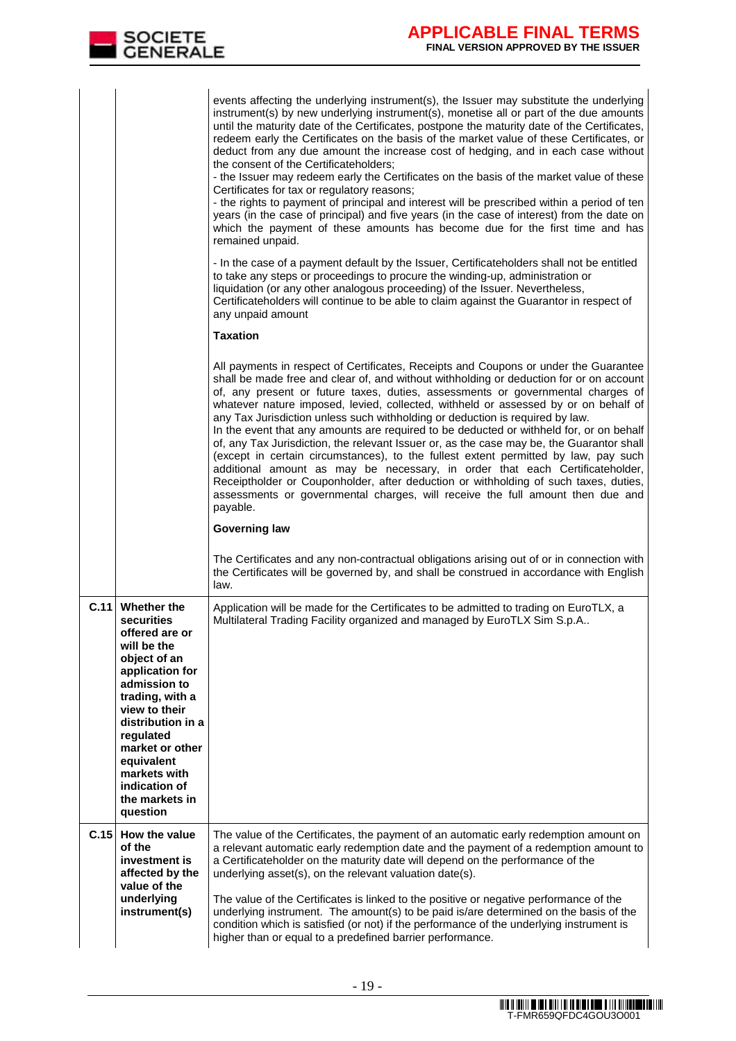| | | |
|---|---|---|
| | | events affecting the underlying instrument(s), the Issuer may substitute the underlying instrument(s) by new underlying instrument(s), monetise all or part of the due amounts until the maturity date of the Certificates, postpone the maturity date of the Certificates, redeem early the Certificates on the basis of the market value of these Certificates, or deduct from any due amount the increase cost of hedging, and in each case without the consent of the Certificateholders;<br>- the Issuer may redeem early the Certificates on the basis of the market value of these Certificates for tax or regulatory reasons;<br>- the rights to payment of principal and interest will be prescribed within a period of ten years (in the case of principal) and five years (in the case of interest) from the date on which the payment of these amounts has become due for the first time and has remained unpaid.<br><br>- In the case of a payment default by the Issuer, Certificateholders shall not be entitled to take any steps or proceedings to procure the winding-up, administration or liquidation (or any other analogous proceeding) of the Issuer. Nevertheless, Certificateholders will continue to be able to claim against the Guarantor in respect of any unpaid amount<br><br>**Taxation**<br><br>All payments in respect of Certificates, Receipts and Coupons or under the Guarantee shall be made free and clear of, and without withholding or deduction for or on account of, any present or future taxes, duties, assessments or governmental charges of whatever nature imposed, levied, collected, withheld or assessed by or on behalf of any Tax Jurisdiction unless such withholding or deduction is required by law.<br>In the event that any amounts are required to be deducted or withheld for, or on behalf of, any Tax Jurisdiction, the relevant Issuer or, as the case may be, the Guarantor shall (except in certain circumstances), to the fullest extent permitted by law, pay such additional amount as may be necessary, in order that each Certificateholder, Receiptholder or Couponholder, after deduction or withholding of such taxes, duties, assessments or governmental charges, will receive the full amount then due and payable.<br><br>**Governing law**<br><br>The Certificates and any non-contractual obligations arising out of or in connection with the Certificates will be governed by, and shall be construed in accordance with English law. |
| **C.11** | **Whether the securities offered are or will be the object of an application for admission to trading, with a view to their distribution in a regulated market or other equivalent markets with indication of the markets in question** | Application will be made for the Certificates to be admitted to trading on EuroTLX, a Multilateral Trading Facility organized and managed by EuroTLX Sim S.p.A.. |
| **C.15** | **How the value of the investment is affected by the value of the underlying instrument(s)** | The value of the Certificates, the payment of an automatic early redemption amount on a relevant automatic early redemption date and the payment of a redemption amount to a Certificateholder on the maturity date will depend on the performance of the underlying asset(s), on the relevant valuation date(s).<br><br>The value of the Certificates is linked to the positive or negative performance of the underlying instrument. The amount(s) to be paid is/are determined on the basis of the condition which is satisfied (or not) if the performance of the underlying instrument is higher than or equal to a predefined barrier performance. |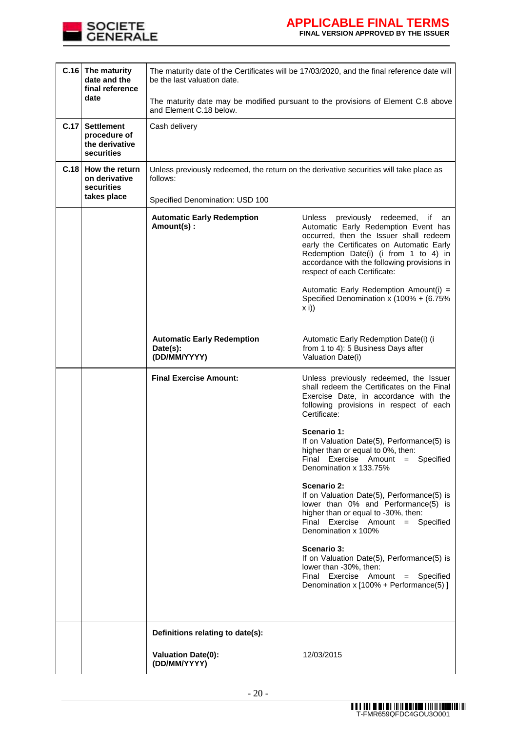| | | | |
|---|---|---|---|
| C.16 | The maturity date and the final reference date | The maturity date of the Certificates will be 17/03/2020, and the final reference date will be the last valuation date.<br><br>The maturity date may be modified pursuant to the provisions of Element C.8 above and Element C.18 below. | |
| C.17 | Settlement procedure of the derivative securities | Cash delivery | |
| C.18 | How the return on derivative securities takes place | Unless previously redeemed, the return on the derivative securities will take place as follows:<br><br>Specified Denomination: USD 100 | |
| | | **Automatic Early Redemption Amount(s) :** | Unless previously redeemed, if an Automatic Early Redemption Event has occurred, then the Issuer shall redeem early the Certificates on Automatic Early Redemption Date(i) (i from 1 to 4) in accordance with the following provisions in respect of each Certificate:<br><br>Automatic Early Redemption Amount(i) = Specified Denomination x (100% + (6.75% x i)) |
| | | **Automatic Early Redemption Date(s): (DD/MM/YYYY)** | Automatic Early Redemption Date(i) (i from 1 to 4): 5 Business Days after Valuation Date(i) |
| | | **Final Exercise Amount:** | Unless previously redeemed, the Issuer shall redeem the Certificates on the Final Exercise Date, in accordance with the following provisions in respect of each Certificate:<br><br>**Scenario 1:**<br>If on Valuation Date(5), Performance(5) is higher than or equal to 0%, then:<br>Final Exercise Amount = Specified Denomination x 133.75%<br><br>**Scenario 2:**<br>If on Valuation Date(5), Performance(5) is lower than 0% and Performance(5) is higher than or equal to -30%, then:<br>Final Exercise Amount = Specified Denomination x 100%<br><br>**Scenario 3:**<br>If on Valuation Date(5), Performance(5) is lower than -30%, then:<br>Final Exercise Amount = Specified Denomination x [100% + Performance(5) ] |
| | | **Definitions relating to date(s):** | |
| | | **Valuation Date(0): (DD/MM/YYYY)** | 12/03/2015 |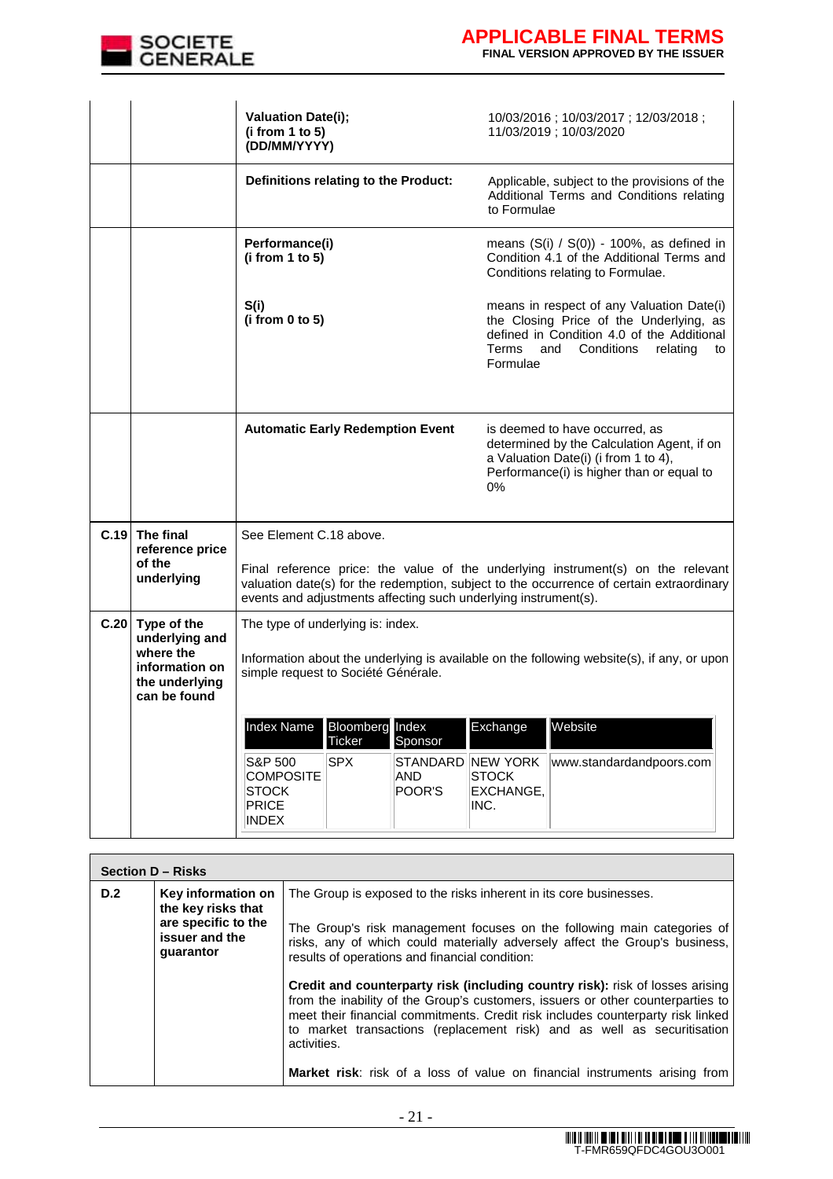| | | | |
|---|---|---|---|
| | | **Valuation Date(i); (i from 1 to 5) (DD/MM/YYYY)** | 10/03/2016 ; 10/03/2017 ; 12/03/2018 ; 11/03/2019 ; 10/03/2020 |
| | | **Definitions relating to the Product:** | Applicable, subject to the provisions of the Additional Terms and Conditions relating to Formulae |
| | | **Performance(i) (i from 1 to 5)**<br><br>**S(i) (i from 0 to 5)** | means (S(i) / S(0)) - 100%, as defined in Condition 4.1 of the Additional Terms and Conditions relating to Formulae.<br><br>means in respect of any Valuation Date(i) the Closing Price of the Underlying, as defined in Condition 4.0 of the Additional Terms and Conditions relating to Formulae |
| | | **Automatic Early Redemption Event** | is deemed to have occurred, as determined by the Calculation Agent, if on a Valuation Date(i) (i from 1 to 4), Performance(i) is higher than or equal to 0% |
| **C.19** | **The final reference price of the underlying** | See Element C.18 above.<br><br>Final reference price: the value of the underlying instrument(s) on the relevant valuation date(s) for the redemption, subject to the occurrence of certain extraordinary events and adjustments affecting such underlying instrument(s). | |
| **C.20** | **Type of the underlying and where the information on the underlying can be found** | The type of underlying is: index.<br><br>Information about the underlying is available on the following website(s), if any, or upon simple request to Société Générale. | |

| Index Name | Bloomberg Ticker | Index Sponsor | Exchange | Website |
|---|---|---|---|---|
| S&P 500 COMPOSITE STOCK PRICE INDEX | SPX | STANDARD AND POOR'S | NEW YORK STOCK EXCHANGE, INC. | www.standardandpoors.com |

## Section D – Risks

| | | |
|---|---|---|
| **D.2** | **Key information on the key risks that are specific to the issuer and the guarantor** | The Group is exposed to the risks inherent in its core businesses.<br><br>The Group's risk management focuses on the following main categories of risks, any of which could materially adversely affect the Group's business, results of operations and financial condition:<br><br>**Credit and counterparty risk (including country risk):** risk of losses arising from the inability of the Group's customers, issuers or other counterparties to meet their financial commitments. Credit risk includes counterparty risk linked to market transactions (replacement risk) and as well as securitisation activities.<br><br>**Market risk**: risk of a loss of value on financial instruments arising from |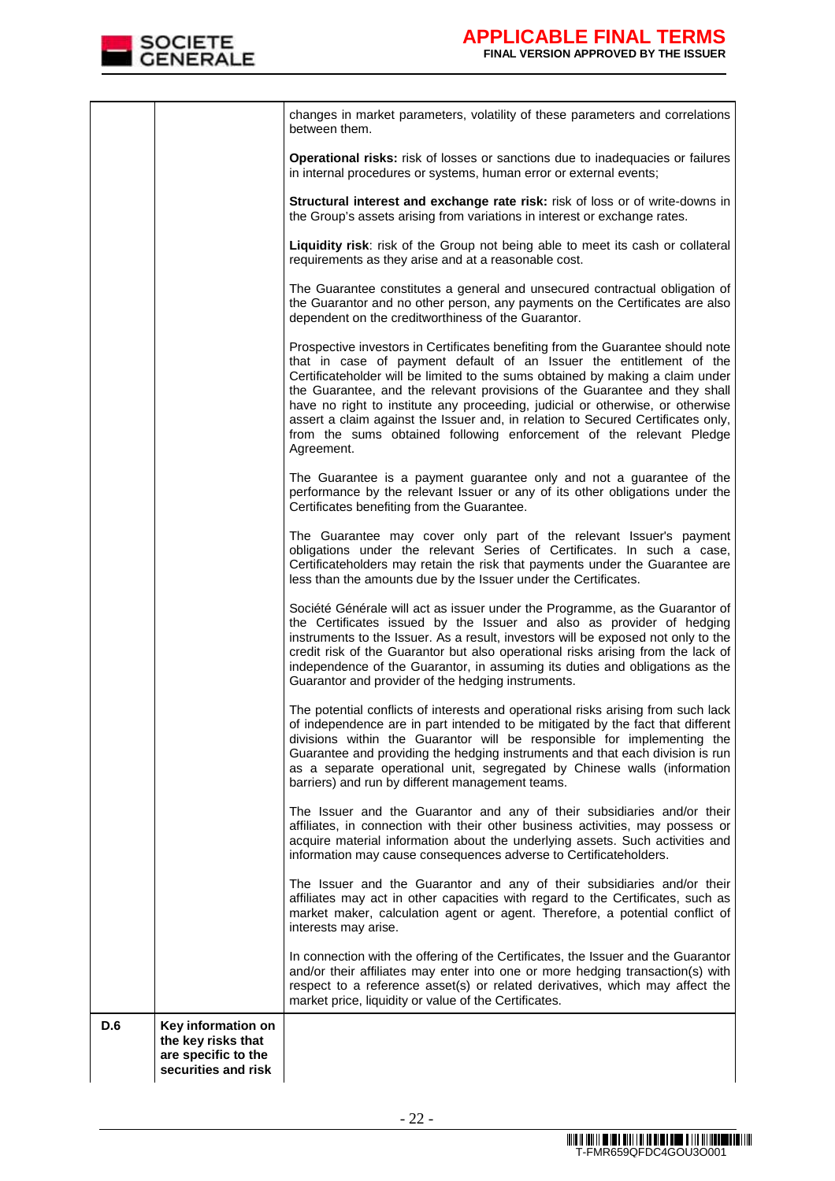| | | |
|---|---|---|
| | | changes in market parameters, volatility of these parameters and correlations between them.<br><br>**Operational risks:** risk of losses or sanctions due to inadequacies or failures in internal procedures or systems, human error or external events;<br><br>**Structural interest and exchange rate risk:** risk of loss or of write-downs in the Group's assets arising from variations in interest or exchange rates.<br><br>**Liquidity risk**: risk of the Group not being able to meet its cash or collateral requirements as they arise and at a reasonable cost.<br><br>The Guarantee constitutes a general and unsecured contractual obligation of the Guarantor and no other person, any payments on the Certificates are also dependent on the creditworthiness of the Guarantor.<br><br>Prospective investors in Certificates benefiting from the Guarantee should note that in case of payment default of an Issuer the entitlement of the Certificateholder will be limited to the sums obtained by making a claim under the Guarantee, and the relevant provisions of the Guarantee and they shall have no right to institute any proceeding, judicial or otherwise, or otherwise assert a claim against the Issuer and, in relation to Secured Certificates only, from the sums obtained following enforcement of the relevant Pledge Agreement.<br><br>The Guarantee is a payment guarantee only and not a guarantee of the performance by the relevant Issuer or any of its other obligations under the Certificates benefiting from the Guarantee.<br><br>The Guarantee may cover only part of the relevant Issuer's payment obligations under the relevant Series of Certificates. In such a case, Certificateholders may retain the risk that payments under the Guarantee are less than the amounts due by the Issuer under the Certificates.<br><br>Société Générale will act as issuer under the Programme, as the Guarantor of the Certificates issued by the Issuer and also as provider of hedging instruments to the Issuer. As a result, investors will be exposed not only to the credit risk of the Guarantor but also operational risks arising from the lack of independence of the Guarantor, in assuming its duties and obligations as the Guarantor and provider of the hedging instruments.<br><br>The potential conflicts of interests and operational risks arising from such lack of independence are in part intended to be mitigated by the fact that different divisions within the Guarantor will be responsible for implementing the Guarantee and providing the hedging instruments and that each division is run as a separate operational unit, segregated by Chinese walls (information barriers) and run by different management teams.<br><br>The Issuer and the Guarantor and any of their subsidiaries and/or their affiliates, in connection with their other business activities, may possess or acquire material information about the underlying assets. Such activities and information may cause consequences adverse to Certificateholders.<br><br>The Issuer and the Guarantor and any of their subsidiaries and/or their affiliates may act in other capacities with regard to the Certificates, such as market maker, calculation agent or agent. Therefore, a potential conflict of interests may arise.<br><br>In connection with the offering of the Certificates, the Issuer and the Guarantor and/or their affiliates may enter into one or more hedging transaction(s) with respect to a reference asset(s) or related derivatives, which may affect the market price, liquidity or value of the Certificates. |
| **D.6** | **Key information on the key risks that are specific to the securities and risk** | |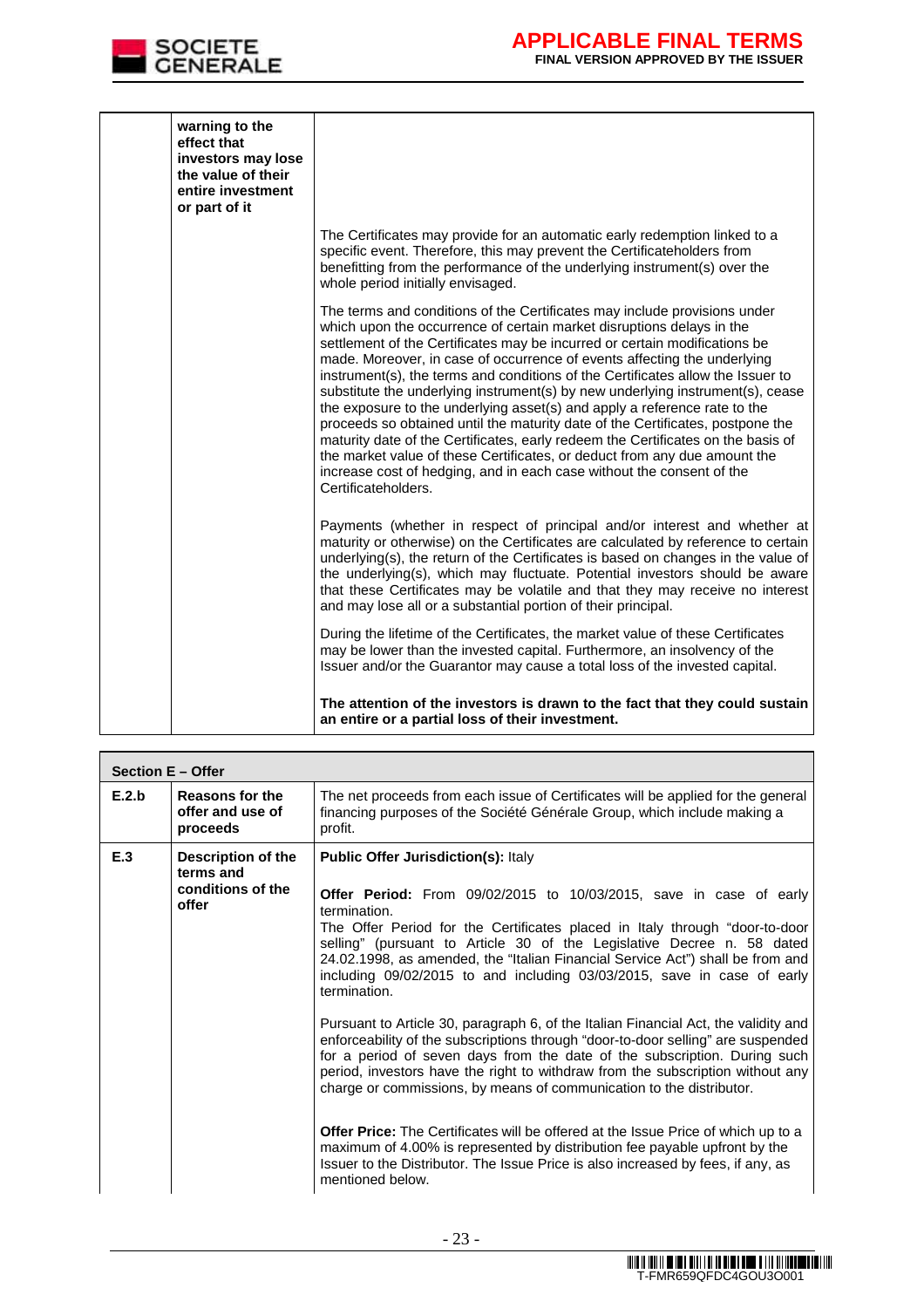| | | |
|---|---|---|
| | **warning to the effect that investors may lose the value of their entire investment or part of it** | |
| | | The Certificates may provide for an automatic early redemption linked to a specific event. Therefore, this may prevent the Certificateholders from benefitting from the performance of the underlying instrument(s) over the whole period initially envisaged.<br><br>The terms and conditions of the Certificates may include provisions under which upon the occurrence of certain market disruptions delays in the settlement of the Certificates may be incurred or certain modifications be made. Moreover, in case of occurrence of events affecting the underlying instrument(s), the terms and conditions of the Certificates allow the Issuer to substitute the underlying instrument(s) by new underlying instrument(s), cease the exposure to the underlying asset(s) and apply a reference rate to the proceeds so obtained until the maturity date of the Certificates, postpone the maturity date of the Certificates, early redeem the Certificates on the basis of the market value of these Certificates, or deduct from any due amount the increase cost of hedging, and in each case without the consent of the Certificateholders.<br><br>Payments (whether in respect of principal and/or interest and whether at maturity or otherwise) on the Certificates are calculated by reference to certain underlying(s), the return of the Certificates is based on changes in the value of the underlying(s), which may fluctuate. Potential investors should be aware that these Certificates may be volatile and that they may receive no interest and may lose all or a substantial portion of their principal.<br><br>During the lifetime of the Certificates, the market value of these Certificates may be lower than the invested capital. Furthermore, an insolvency of the Issuer and/or the Guarantor may cause a total loss of the invested capital.<br><br>**The attention of the investors is drawn to the fact that they could sustain an entire or a partial loss of their investment.** |

| **Section E – Offer** | | |
|---|---|---|
| **E.2.b** | **Reasons for the offer and use of proceeds** | The net proceeds from each issue of Certificates will be applied for the general financing purposes of the Société Générale Group, which include making a profit. |
| **E.3** | **Description of the terms and conditions of the offer** | **Public Offer Jurisdiction(s):** Italy<br><br>**Offer Period:** From 09/02/2015 to 10/03/2015, save in case of early termination.<br>The Offer Period for the Certificates placed in Italy through "door-to-door selling" (pursuant to Article 30 of the Legislative Decree n. 58 dated 24.02.1998, as amended, the "Italian Financial Service Act") shall be from and including 09/02/2015 to and including 03/03/2015, save in case of early termination.<br><br>Pursuant to Article 30, paragraph 6, of the Italian Financial Act, the validity and enforceability of the subscriptions through "door-to-door selling" are suspended for a period of seven days from the date of the subscription. During such period, investors have the right to withdraw from the subscription without any charge or commissions, by means of communication to the distributor.<br><br>**Offer Price:** The Certificates will be offered at the Issue Price of which up to a maximum of 4.00% is represented by distribution fee payable upfront by the Issuer to the Distributor. The Issue Price is also increased by fees, if any, as mentioned below. |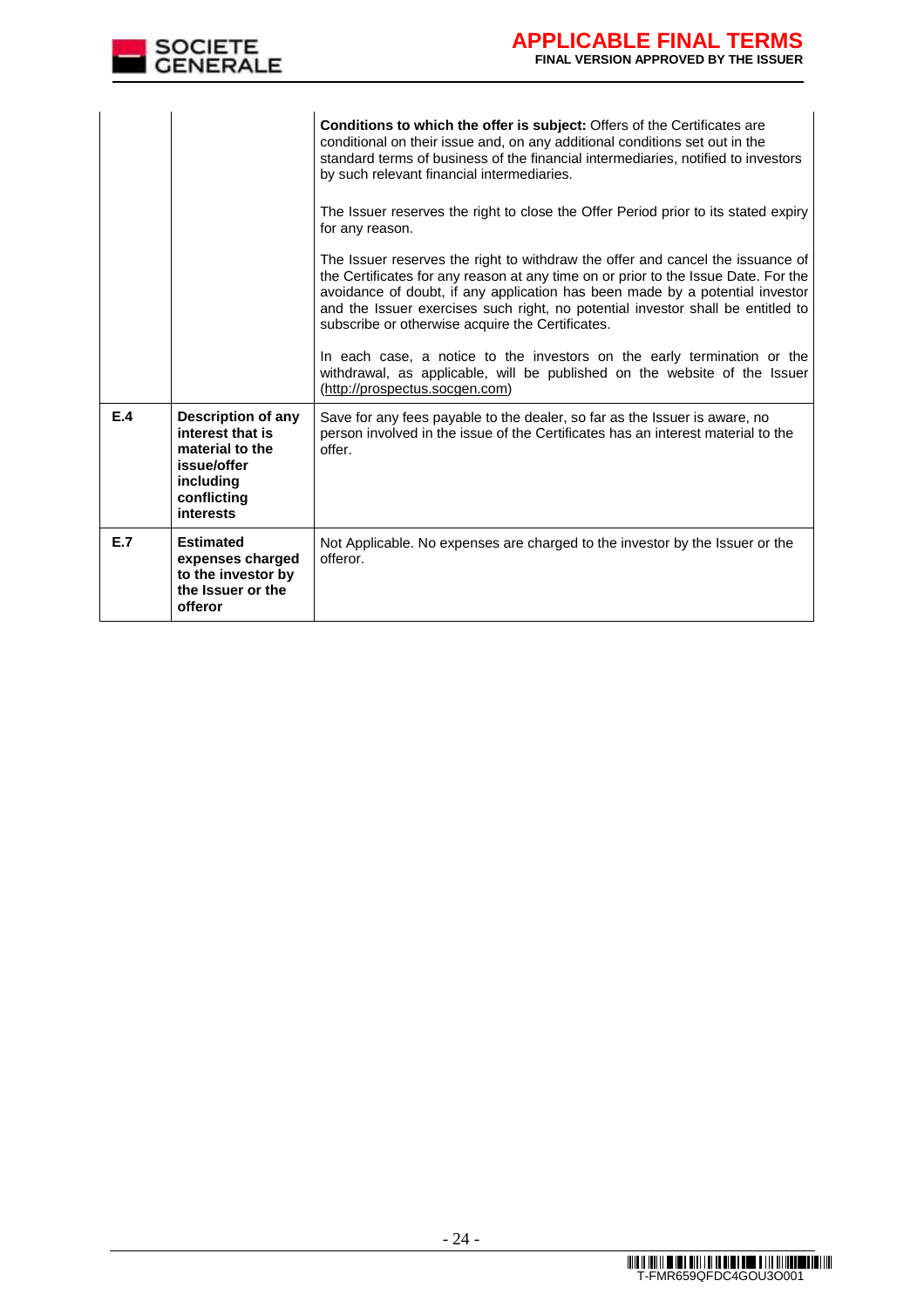| | | |
|---|---|---|
| | | **Conditions to which the offer is subject:** Offers of the Certificates are conditional on their issue and, on any additional conditions set out in the standard terms of business of the financial intermediaries, notified to investors by such relevant financial intermediaries.<br><br>The Issuer reserves the right to close the Offer Period prior to its stated expiry for any reason.<br><br>The Issuer reserves the right to withdraw the offer and cancel the issuance of the Certificates for any reason at any time on or prior to the Issue Date. For the avoidance of doubt, if any application has been made by a potential investor and the Issuer exercises such right, no potential investor shall be entitled to subscribe or otherwise acquire the Certificates.<br><br>In each case, a notice to the investors on the early termination or the withdrawal, as applicable, will be published on the website of the Issuer (http://prospectus.socgen.com) |
| **E.4** | **Description of any interest that is material to the issue/offer including conflicting interests** | Save for any fees payable to the dealer, so far as the Issuer is aware, no person involved in the issue of the Certificates has an interest material to the offer. |
| **E.7** | **Estimated expenses charged to the investor by the Issuer or the offeror** | Not Applicable. No expenses are charged to the investor by the Issuer or the offeror. |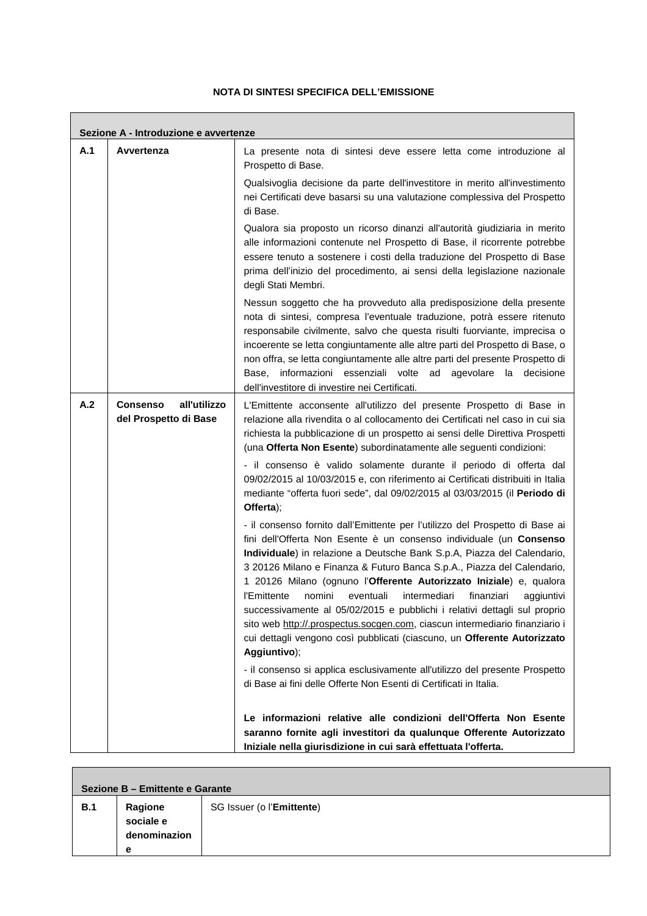**NOTA DI SINTESI SPECIFICA DELL'EMISSIONE**

| **Sezione A - Introduzione e avvertenze** | | |
|---|---|---|
| **A.1** | **Avvertenza** | La presente nota di sintesi deve essere letta come introduzione al Prospetto di Base.<br><br>Qualsivoglia decisione da parte dell'investitore in merito all'investimento nei Certificati deve basarsi su una valutazione complessiva del Prospetto di Base.<br><br>Qualora sia proposto un ricorso dinanzi all'autorità giudiziaria in merito alle informazioni contenute nel Prospetto di Base, il ricorrente potrebbe essere tenuto a sostenere i costi della traduzione del Prospetto di Base prima dell'inizio del procedimento, ai sensi della legislazione nazionale degli Stati Membri.<br><br>Nessun soggetto che ha provveduto alla predisposizione della presente nota di sintesi, compresa l'eventuale traduzione, potrà essere ritenuto responsabile civilmente, salvo che questa risulti fuorviante, imprecisa o incoerente se letta congiuntamente alle altre parti del Prospetto di Base, o non offra, se letta congiuntamente alle altre parti del presente Prospetto di Base, informazioni essenziali volte ad agevolare la decisione dell'investitore di investire nei Certificati. |
| **A.2** | **Consenso all'utilizzo del Prospetto di Base** | L'Emittente acconsente all'utilizzo del presente Prospetto di Base in relazione alla rivendita o al collocamento dei Certificati nel caso in cui sia richiesta la pubblicazione di un prospetto ai sensi delle Direttiva Prospetti (una **Offerta Non Esente**) subordinatamente alle seguenti condizioni:<br><br>- il consenso è valido solamente durante il periodo di offerta dal 09/02/2015 al 10/03/2015 e, con riferimento ai Certificati distribuiti in Italia mediante "offerta fuori sede", dal 09/02/2015 al 03/03/2015 (il **Periodo di Offerta**);<br><br>- il consenso fornito dall'Emittente per l'utilizzo del Prospetto di Base ai fini dell'Offerta Non Esente è un consenso individuale (un **Consenso Individuale**) in relazione a Deutsche Bank S.p.A, Piazza del Calendario, 3 20126 Milano e Finanza & Futuro Banca S.p.A., Piazza del Calendario, 1 20126 Milano (ognuno l'**Offerente Autorizzato Iniziale**) e, qualora l'Emittente nomini eventuali intermediari finanziari aggiuntivi successivamente al 05/02/2015 e pubblichi i relativi dettagli sul proprio sito web http://.prospectus.socgen.com, ciascun intermediario finanziario i cui dettagli vengono così pubblicati (ciascuno, un **Offerente Autorizzato Aggiuntivo**);<br><br>- il consenso si applica esclusivamente all'utilizzo del presente Prospetto di Base ai fini delle Offerte Non Esenti di Certificati in Italia.<br><br>**Le informazioni relative alle condizioni dell'Offerta Non Esente saranno fornite agli investitori da qualunque Offerente Autorizzato Iniziale nella giurisdizione in cui sarà effettuata l'offerta.** |

| **Sezione B – Emittente e Garante** | | |
|---|---|---|
| **B.1** | **Ragione sociale e denominazione** | SG Issuer (o l'**Emittente**) |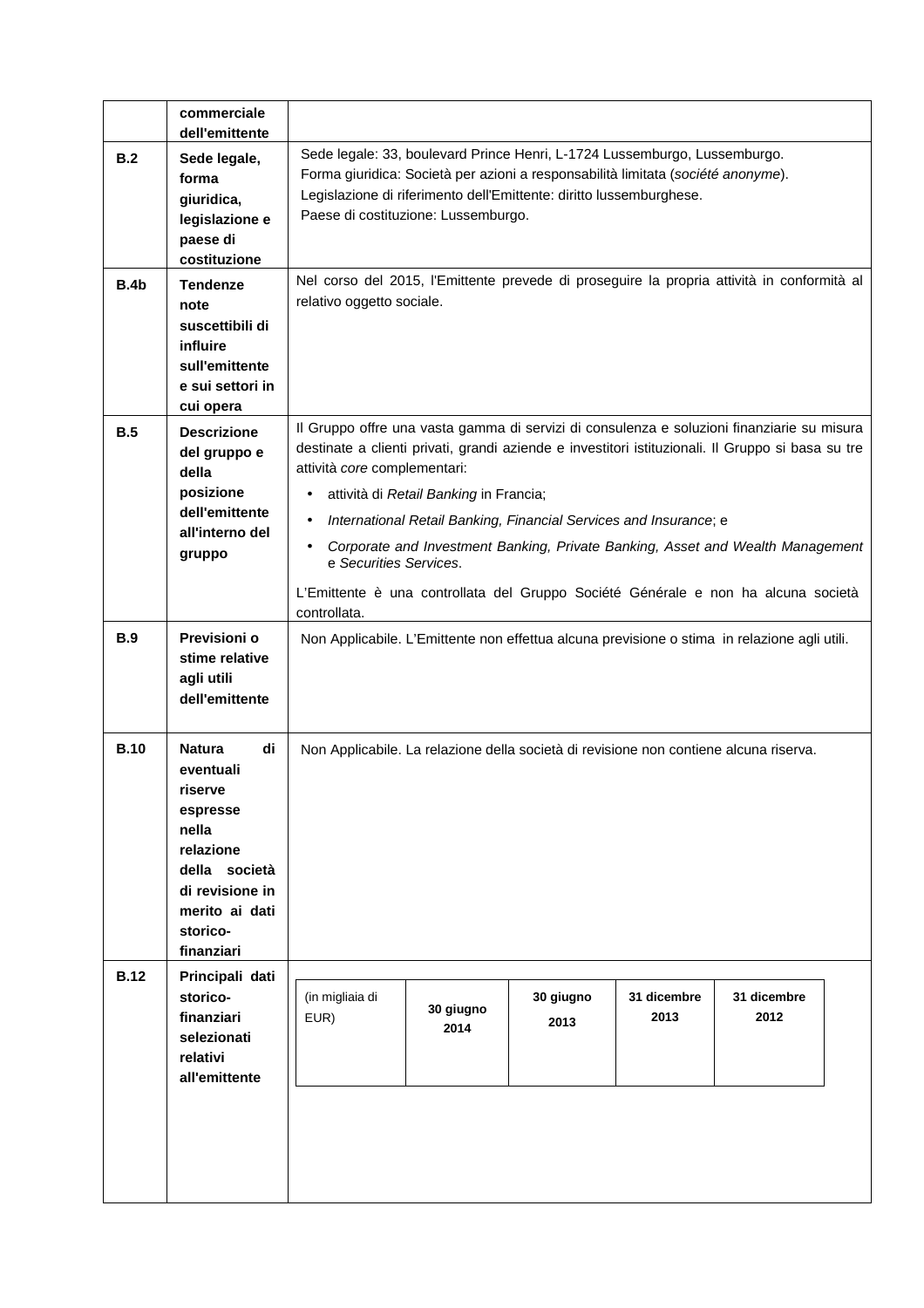| | | |
|---|---|---|
| | **commerciale dell'emittente** | |
| **B.2** | **Sede legale, forma giuridica, legislazione e paese di costituzione** | Sede legale: 33, boulevard Prince Henri, L-1724 Lussemburgo, Lussemburgo.<br>Forma giuridica: Società per azioni a responsabilità limitata (*société anonyme*).<br>Legislazione di riferimento dell'Emittente: diritto lussemburghese.<br>Paese di costituzione: Lussemburgo. |
| **B.4b** | **Tendenze note suscettibili di influire sull'emittente e sui settori in cui opera** | Nel corso del 2015, l'Emittente prevede di proseguire la propria attività in conformità al relativo oggetto sociale. |
| **B.5** | **Descrizione del gruppo e della posizione dell'emittente all'interno del gruppo** | Il Gruppo offre una vasta gamma di servizi di consulenza e soluzioni finanziarie su misura destinate a clienti privati, grandi aziende e investitori istituzionali. Il Gruppo si basa su tre attività *core* complementari:<br>• attività di *Retail Banking* in Francia;<br>• *International Retail Banking, Financial Services and Insurance*; e<br>• *Corporate and Investment Banking, Private Banking, Asset and Wealth Management* e *Securities Services*.<br>L'Emittente è una controllata del Gruppo Société Générale e non ha alcuna società controllata. |
| **B.9** | **Previsioni o stime relative agli utili dell'emittente** | Non Applicabile. L'Emittente non effettua alcuna previsione o stima in relazione agli utili. |
| **B.10** | **Natura di eventuali riserve espresse nella relazione della società di revisione in merito ai dati storico-finanziari** | Non Applicabile. La relazione della società di revisione non contiene alcuna riserva. |
| **B.12** | **Principali dati storico-finanziari selezionati relativi all'emittente** | (in migliaia di EUR) \| **30 giugno 2014** \| **30 giugno 2013** \| **31 dicembre 2013** \| **31 dicembre 2012** |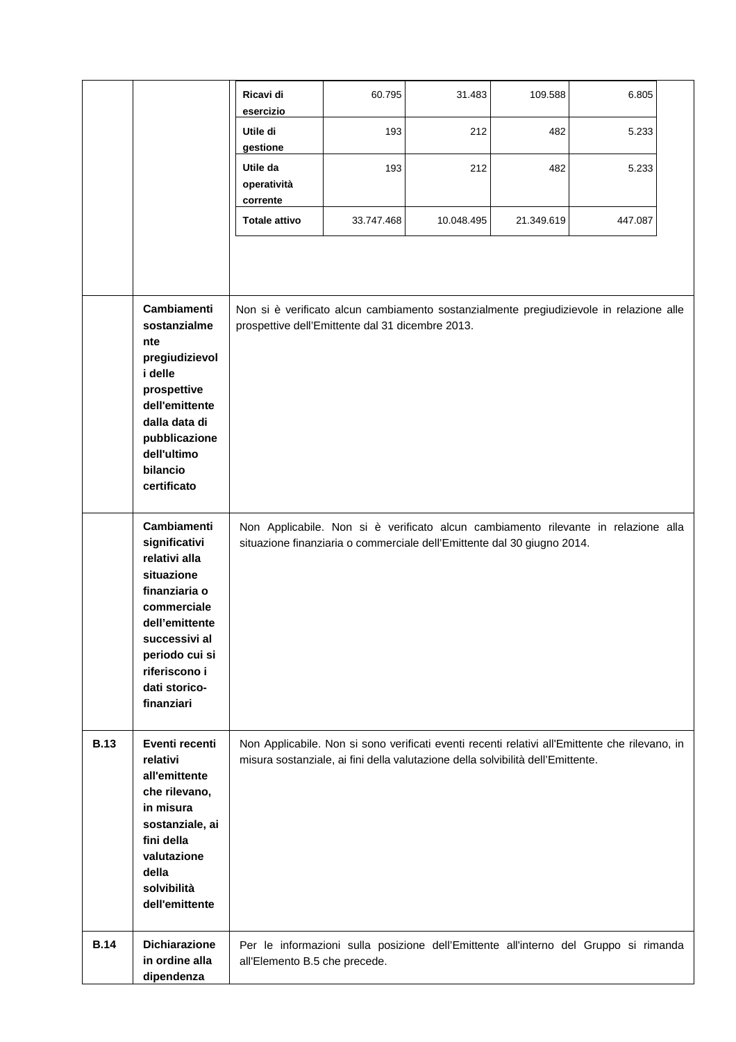| | | | | | | |
|---|---|---|---|---|---|---|
| | | **Ricavi di esercizio** | 60.795 | 31.483 | 109.588 | 6.805 |
| | | **Utile di gestione** | 193 | 212 | 482 | 5.233 |
| | | **Utile da operatività corrente** | 193 | 212 | 482 | 5.233 |
| | | **Totale attivo** | 33.747.468 | 10.048.495 | 21.349.619 | 447.087 |

| | | |
|---|---|---|
| | **Cambiamenti sostanzialmente pregiudizievoli delle prospettive dell'emittente dalla data di pubblicazione dell'ultimo bilancio certificato** | Non si è verificato alcun cambiamento sostanzialmente pregiudizievole in relazione alle prospettive dell'Emittente dal 31 dicembre 2013. |
| | **Cambiamenti significativi relativi alla situazione finanziaria o commerciale dell'emittente successivi al periodo cui si riferiscono i dati storico-finanziari** | Non Applicabile. Non si è verificato alcun cambiamento rilevante in relazione alla situazione finanziaria o commerciale dell'Emittente dal 30 giugno 2014. |
| **B.13** | **Eventi recenti relativi all'emittente che rilevano, in misura sostanziale, ai fini della valutazione della solvibilità dell'emittente** | Non Applicabile. Non si sono verificati eventi recenti relativi all'Emittente che rilevano, in misura sostanziale, ai fini della valutazione della solvibilità dell'Emittente. |
| **B.14** | **Dichiarazione in ordine alla dipendenza** | Per le informazioni sulla posizione dell'Emittente all'interno del Gruppo si rimanda all'Elemento B.5 che precede. |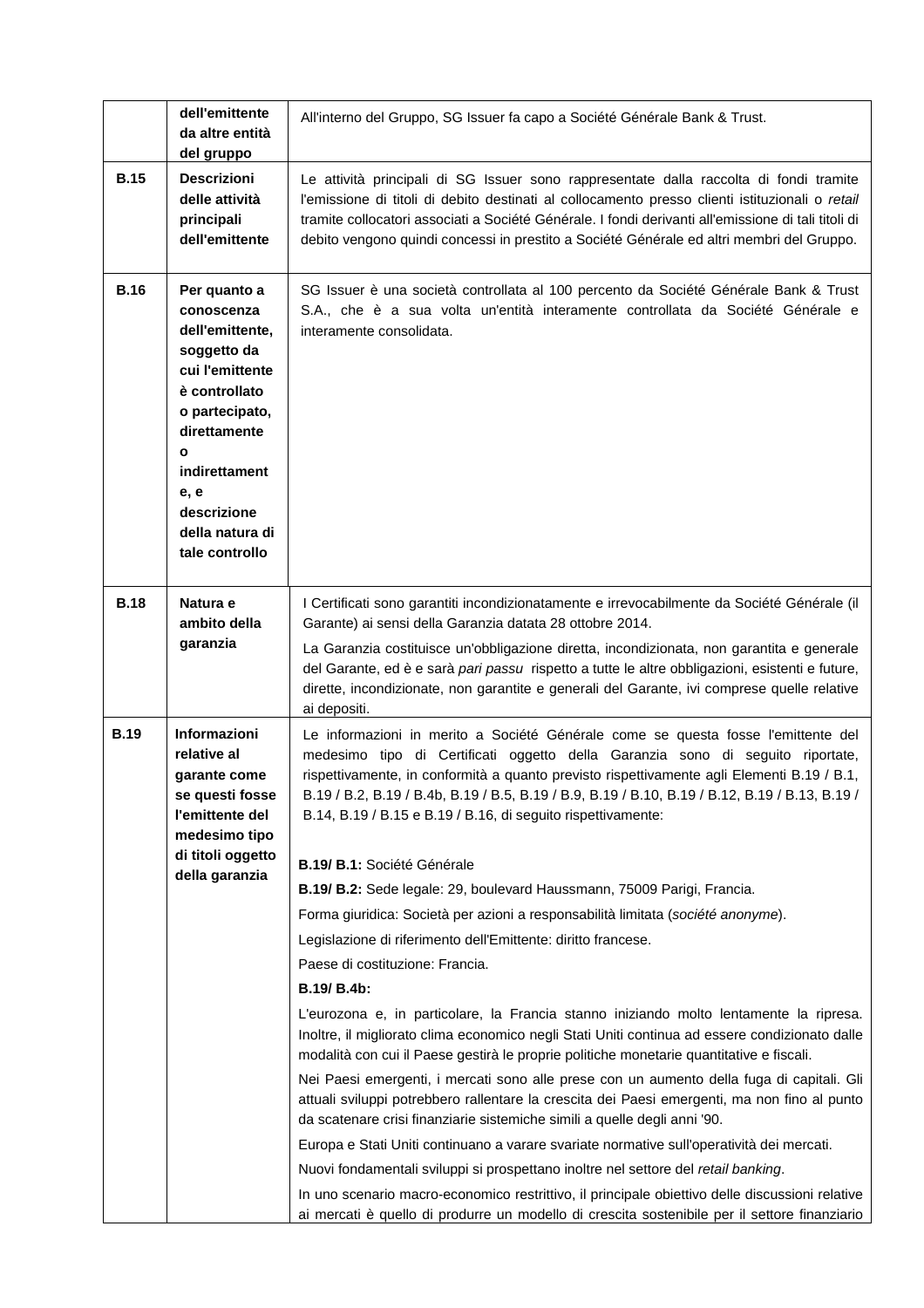| | | |
|---|---|---|
| | **dell'emittente da altre entità del gruppo** | All'interno del Gruppo, SG Issuer fa capo a Société Générale Bank & Trust. |
| **B.15** | **Descrizioni delle attività principali dell'emittente** | Le attività principali di SG Issuer sono rappresentate dalla raccolta di fondi tramite l'emissione di titoli di debito destinati al collocamento presso clienti istituzionali o *retail* tramite collocatori associati a Société Générale. I fondi derivanti all'emissione di tali titoli di debito vengono quindi concessi in prestito a Société Générale ed altri membri del Gruppo. |
| **B.16** | **Per quanto a conoscenza dell'emittente, soggetto da cui l'emittente è controllato o partecipato, direttamente o indirettamente, e descrizione della natura di tale controllo** | SG Issuer è una società controllata al 100 percento da Société Générale Bank & Trust S.A., che è a sua volta un'entità interamente controllata da Société Générale e interamente consolidata. |
| **B.18** | **Natura e ambito della garanzia** | I Certificati sono garantiti incondizionatamente e irrevocabilmente da Société Générale (il Garante) ai sensi della Garanzia datata 28 ottobre 2014.<br><br>La Garanzia costituisce un'obbligazione diretta, incondizionata, non garantita e generale del Garante, ed è e sarà *pari passu* rispetto a tutte le altre obbligazioni, esistenti e future, dirette, incondizionate, non garantite e generali del Garante, ivi comprese quelle relative ai depositi. |
| **B.19** | **Informazioni relative al garante come se questi fosse l'emittente del medesimo tipo di titoli oggetto della garanzia** | Le informazioni in merito a Société Générale come se questa fosse l'emittente del medesimo tipo di Certificati oggetto della Garanzia sono di seguito riportate, rispettivamente, in conformità a quanto previsto rispettivamente agli Elementi B.19 / B.1, B.19 / B.2, B.19 / B.4b, B.19 / B.5, B.19 / B.9, B.19 / B.10, B.19 / B.12, B.19 / B.13, B.19 / B.14, B.19 / B.15 e B.19 / B.16, di seguito rispettivamente:<br><br>**B.19/ B.1:** Société Générale<br><br>**B.19/ B.2:** Sede legale: 29, boulevard Haussmann, 75009 Parigi, Francia.<br><br>Forma giuridica: Società per azioni a responsabilità limitata (*société anonyme*).<br><br>Legislazione di riferimento dell'Emittente: diritto francese.<br><br>Paese di costituzione: Francia.<br><br>**B.19/ B.4b:**<br><br>L'eurozona e, in particolare, la Francia stanno iniziando molto lentamente la ripresa. Inoltre, il migliorato clima economico negli Stati Uniti continua ad essere condizionato dalle modalità con cui il Paese gestirà le proprie politiche monetarie quantitative e fiscali.<br><br>Nei Paesi emergenti, i mercati sono alle prese con un aumento della fuga di capitali. Gli attuali sviluppi potrebbero rallentare la crescita dei Paesi emergenti, ma non fino al punto da scatenare crisi finanziarie sistemiche simili a quelle degli anni '90.<br><br>Europa e Stati Uniti continuano a varare svariate normative sull'operatività dei mercati.<br><br>Nuovi fondamentali sviluppi si prospettano inoltre nel settore del *retail banking*.<br><br>In uno scenario macro-economico restrittivo, il principale obiettivo delle discussioni relative ai mercati è quello di produrre un modello di crescita sostenibile per il settore finanziario |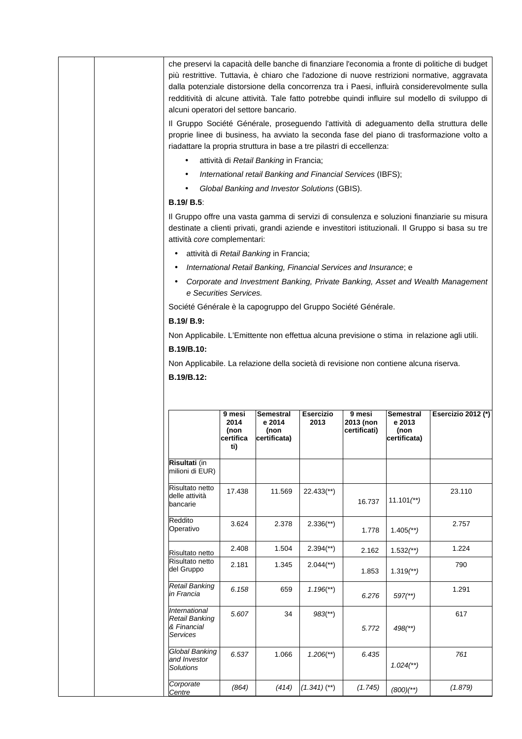che preservi la capacità delle banche di finanziare l'economia a fronte di politiche di budget più restrittive. Tuttavia, è chiaro che l'adozione di nuove restrizioni normative, aggravata dalla potenziale distorsione della concorrenza tra i Paesi, influirà considerevolmente sulla redditività di alcune attività. Tale fatto potrebbe quindi influire sul modello di sviluppo di alcuni operatori del settore bancario.

Il Gruppo Société Générale, proseguendo l'attività di adeguamento della struttura delle proprie linee di business, ha avviato la seconda fase del piano di trasformazione volto a riadattare la propria struttura in base a tre pilastri di eccellenza:

- attività di *Retail Banking* in Francia;
- *International retail Banking and Financial Services* (IBFS);
- *Global Banking and Investor Solutions* (GBIS).

**B.19/ B.5**:

Il Gruppo offre una vasta gamma di servizi di consulenza e soluzioni finanziarie su misura destinate a clienti privati, grandi aziende e investitori istituzionali. Il Gruppo si basa su tre attività *core* complementari:

- attività di *Retail Banking* in Francia;
- *International Retail Banking, Financial Services and Insurance*; e
- *Corporate and Investment Banking, Private Banking, Asset and Wealth Management e Securities Services.*

Société Générale è la capogruppo del Gruppo Société Générale.

**B.19/ B.9:**

Non Applicabile. L'Emittente non effettua alcuna previsione o stima in relazione agli utili.

**B.19/B.10:**

Non Applicabile. La relazione della società di revisione non contiene alcuna riserva.

**B.19/B.12:**

| | 9 mesi 2014 (non certificati) | Semestrale 2014 (non certificata) | Esercizio 2013 | 9 mesi 2013 (non certificati) | Semestrale 2013 (non certificata) | Esercizio 2012 (*) |
|---|---|---|---|---|---|---|
| **Risultati** (in milioni di EUR) | | | | | | |
| Risultato netto delle attività bancarie | 17.438 | 11.569 | 22.433(**) | 16.737 | 11.101(**) | 23.110 |
| Reddito Operativo | 3.624 | 2.378 | 2.336(**) | 1.778 | 1.405(**) | 2.757 |
| Risultato netto | 2.408 | 1.504 | 2.394(**) | 2.162 | 1.532(**) | 1.224 |
| Risultato netto del Gruppo | 2.181 | 1.345 | 2.044(**) | 1.853 | 1.319(**) | 790 |
| *Retail Banking in Francia* | *6.158* | 659 | *1.196(**)* | *6.276* | *597(**)* | 1.291 |
| *International Retail Banking & Financial Services* | *5.607* | 34 | *983(**)* | *5.772* | *498(**)* | 617 |
| *Global Banking and Investor Solutions* | *6.537* | 1.066 | *1.206(**)* | *6.435* | *1.024(**)* | *761* |
| *Corporate Centre* | *(864)* | *(414)* | *(1.341) (**)* | *(1.745)* | *(800)(**)* | *(1.879)* |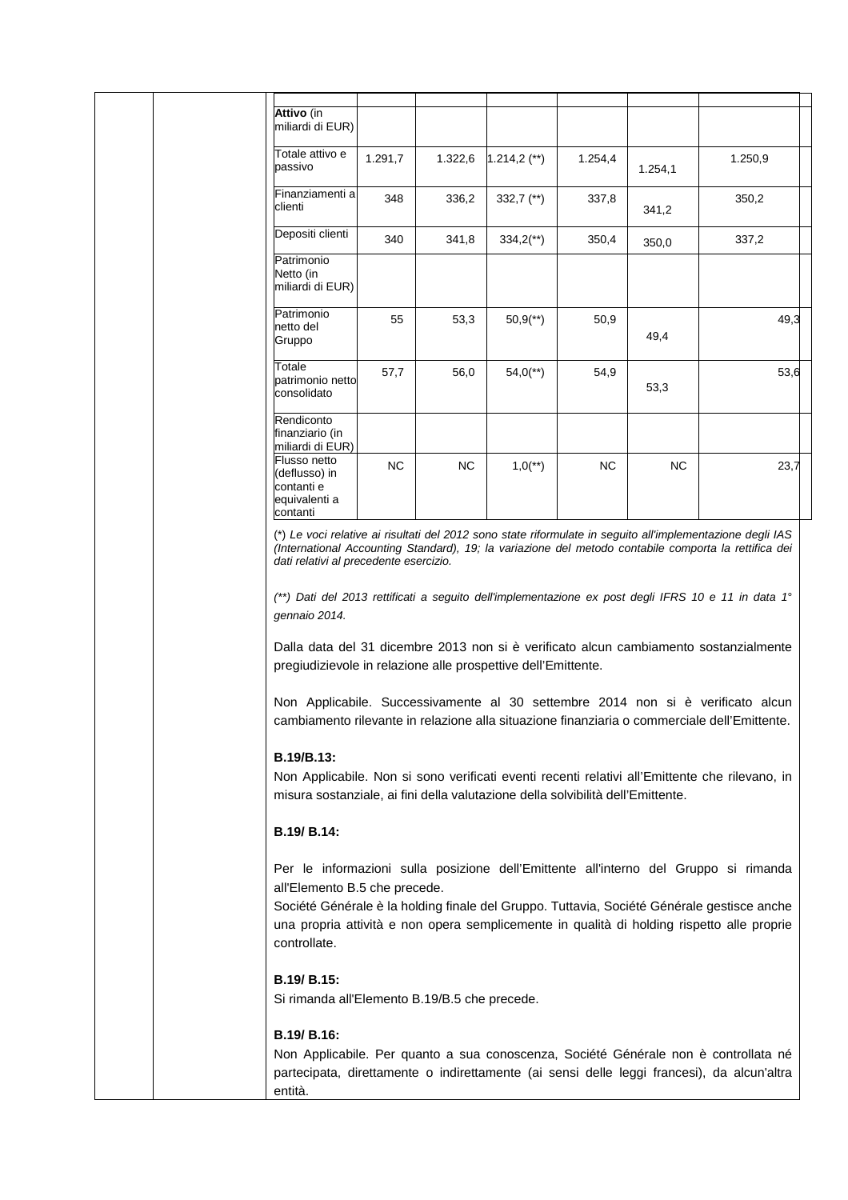| | | | | | | |
|---|---|---|---|---|---|---|
| **Attivo** (in miliardi di EUR) | | | | | | |
| Totale attivo e passivo | 1.291,7 | 1.322,6 | 1.214,2 (**) | 1.254,4 | 1.254,1 | 1.250,9 |
| Finanziamenti a clienti | 348 | 336,2 | 332,7 (**) | 337,8 | 341,2 | 350,2 |
| Depositi clienti | 340 | 341,8 | 334,2(**) | 350,4 | 350,0 | 337,2 |
| Patrimonio Netto (in miliardi di EUR) | | | | | | |
| Patrimonio netto del Gruppo | 55 | 53,3 | 50,9(**) | 50,9 | 49,4 | 49,3 |
| Totale patrimonio netto consolidato | 57,7 | 56,0 | 54,0(**) | 54,9 | 53,3 | 53,6 |
| Rendiconto finanziario (in miliardi di EUR) | | | | | | |
| Flusso netto (deflusso) in contanti e equivalenti a contanti | NC | NC | 1,0(**) | NC | NC | 23,7 |

*(\*) Le voci relative ai risultati del 2012 sono state riformulate in seguito all'implementazione degli IAS (International Accounting Standard), 19; la variazione del metodo contabile comporta la rettifica dei dati relativi al precedente esercizio.*

*(\*\*) Dati del 2013 rettificati a seguito dell'implementazione ex post degli IFRS 10 e 11 in data 1° gennaio 2014.*

Dalla data del 31 dicembre 2013 non si è verificato alcun cambiamento sostanzialmente pregiudizievole in relazione alle prospettive dell'Emittente.

Non Applicabile. Successivamente al 30 settembre 2014 non si è verificato alcun cambiamento rilevante in relazione alla situazione finanziaria o commerciale dell'Emittente.

**B.19/B.13:**

Non Applicabile. Non si sono verificati eventi recenti relativi all'Emittente che rilevano, in misura sostanziale, ai fini della valutazione della solvibilità dell'Emittente.

**B.19/ B.14:**

Per le informazioni sulla posizione dell'Emittente all'interno del Gruppo si rimanda all'Elemento B.5 che precede.

Société Générale è la holding finale del Gruppo. Tuttavia, Société Générale gestisce anche una propria attività e non opera semplicemente in qualità di holding rispetto alle proprie controllate.

**B.19/ B.15:**

Si rimanda all'Elemento B.19/B.5 che precede.

**B.19/ B.16:**

Non Applicabile. Per quanto a sua conoscenza, Société Générale non è controllata né partecipata, direttamente o indirettamente (ai sensi delle leggi francesi), da alcun'altra entità.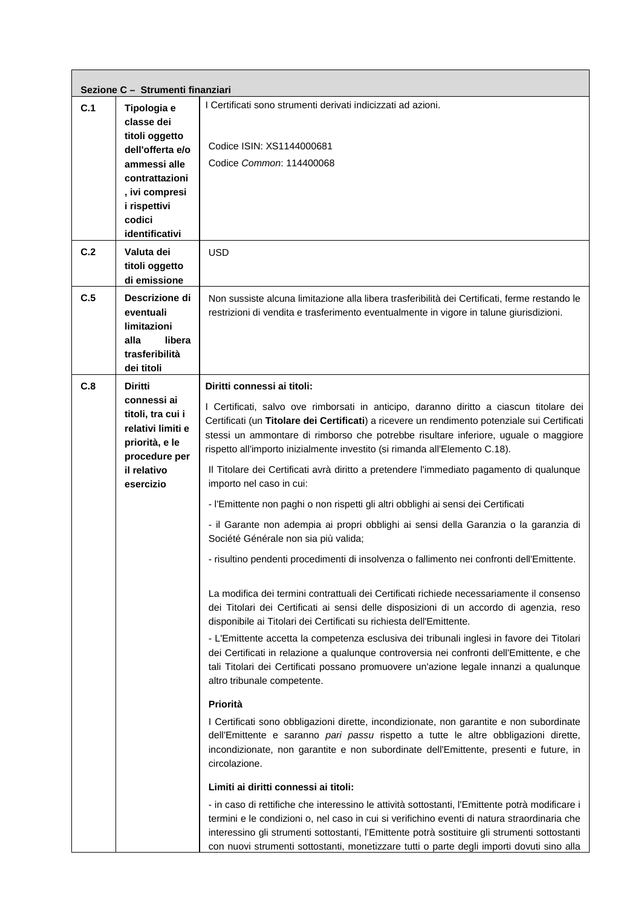| Sezione C – Strumenti finanziari | | |
|---|---|---|
| C.1 | **Tipologia e classe dei titoli oggetto dell'offerta e/o ammessi alle contrattazioni, ivi compresi i rispettivi codici identificativi** | I Certificati sono strumenti derivati indicizzati ad azioni.<br><br>Codice ISIN: XS1144000681<br>Codice *Common*: 114400068 |
| C.2 | **Valuta dei titoli oggetto di emissione** | USD |
| C.5 | **Descrizione di eventuali limitazioni alla libera trasferibilità dei titoli** | Non sussiste alcuna limitazione alla libera trasferibilità dei Certificati, ferme restando le restrizioni di vendita e trasferimento eventualmente in vigore in talune giurisdizioni. |
| C.8 | **Diritti connessi ai titoli, tra cui i relativi limiti e priorità, e le procedure per il relativo esercizio** | **Diritti connessi ai titoli:**<br><br>I Certificati, salvo ove rimborsati in anticipo, daranno diritto a ciascun titolare dei Certificati (un **Titolare dei Certificati**) a ricevere un rendimento potenziale sui Certificati stessi un ammontare di rimborso che potrebbe risultare inferiore, uguale o maggiore rispetto all'importo inizialmente investito (si rimanda all'Elemento C.18).<br><br>Il Titolare dei Certificati avrà diritto a pretendere l'immediato pagamento di qualunque importo nel caso in cui:<br><br>- l'Emittente non paghi o non rispetti gli altri obblighi ai sensi dei Certificati<br><br>- il Garante non adempia ai propri obblighi ai sensi della Garanzia o la garanzia di Société Générale non sia più valida;<br><br>- risultino pendenti procedimenti di insolvenza o fallimento nei confronti dell'Emittente.<br><br>La modifica dei termini contrattuali dei Certificati richiede necessariamente il consenso dei Titolari dei Certificati ai sensi delle disposizioni di un accordo di agenzia, reso disponibile ai Titolari dei Certificati su richiesta dell'Emittente.<br><br>- L'Emittente accetta la competenza esclusiva dei tribunali inglesi in favore dei Titolari dei Certificati in relazione a qualunque controversia nei confronti dell'Emittente, e che tali Titolari dei Certificati possano promuovere un'azione legale innanzi a qualunque altro tribunale competente.<br><br>**Priorità**<br><br>I Certificati sono obbligazioni dirette, incondizionate, non garantite e non subordinate dell'Emittente e saranno *pari passu* rispetto a tutte le altre obbligazioni dirette, incondizionate, non garantite e non subordinate dell'Emittente, presenti e future, in circolazione.<br><br>**Limiti ai diritti connessi ai titoli:**<br><br>- in caso di rettifiche che interessino le attività sottostanti, l'Emittente potrà modificare i termini e le condizioni o, nel caso in cui si verifichino eventi di natura straordinaria che interessino gli strumenti sottostanti, l'Emittente potrà sostituire gli strumenti sottostanti con nuovi strumenti sottostanti, monetizzare tutti o parte degli importi dovuti sino alla |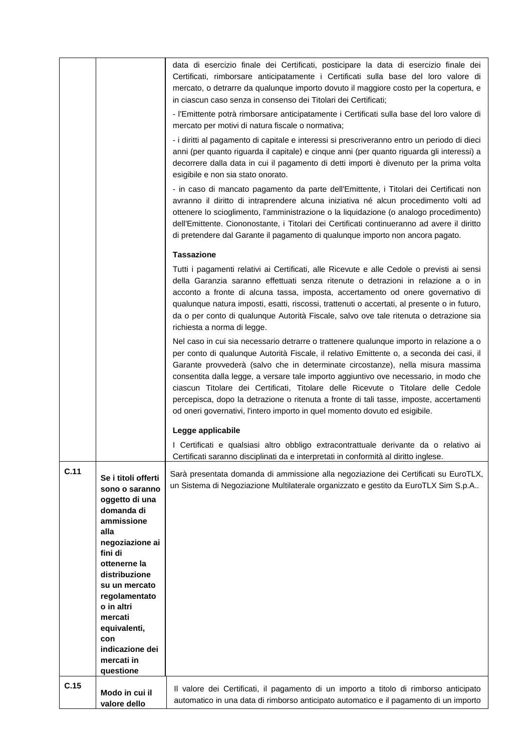| | | |
|---|---|---|
| | | data di esercizio finale dei Certificati, posticipare la data di esercizio finale dei Certificati, rimborsare anticipatamente i Certificati sulla base del loro valore di mercato, o detrarre da qualunque importo dovuto il maggiore costo per la copertura, e in ciascun caso senza in consenso dei Titolari dei Certificati;<br><br>- l'Emittente potrà rimborsare anticipatamente i Certificati sulla base del loro valore di mercato per motivi di natura fiscale o normativa;<br><br>- i diritti al pagamento di capitale e interessi si prescriveranno entro un periodo di dieci anni (per quanto riguarda il capitale) e cinque anni (per quanto riguarda gli interessi) a decorrere dalla data in cui il pagamento di detti importi è divenuto per la prima volta esigibile e non sia stato onorato.<br><br>- in caso di mancato pagamento da parte dell'Emittente, i Titolari dei Certificati non avranno il diritto di intraprendere alcuna iniziativa né alcun procedimento volti ad ottenere lo scioglimento, l'amministrazione o la liquidazione (o analogo procedimento) dell'Emittente. Ciononostante, i Titolari dei Certificati continueranno ad avere il diritto di pretendere dal Garante il pagamento di qualunque importo non ancora pagato.<br><br>**Tassazione**<br><br>Tutti i pagamenti relativi ai Certificati, alle Ricevute e alle Cedole o previsti ai sensi della Garanzia saranno effettuati senza ritenute o detrazioni in relazione a o in acconto a fronte di alcuna tassa, imposta, accertamento od onere governativo di qualunque natura imposti, esatti, riscossi, trattenuti o accertati, al presente o in futuro, da o per conto di qualunque Autorità Fiscale, salvo ove tale ritenuta o detrazione sia richiesta a norma di legge.<br><br>Nel caso in cui sia necessario detrarre o trattenere qualunque importo in relazione a o per conto di qualunque Autorità Fiscale, il relativo Emittente o, a seconda dei casi, il Garante provvederà (salvo che in determinate circostanze), nella misura massima consentita dalla legge, a versare tale importo aggiuntivo ove necessario, in modo che ciascun Titolare dei Certificati, Titolare delle Ricevute o Titolare delle Cedole percepisca, dopo la detrazione o ritenuta a fronte di tali tasse, imposte, accertamenti od oneri governativi, l'intero importo in quel momento dovuto ed esigibile.<br><br>**Legge applicabile**<br><br>I Certificati e qualsiasi altro obbligo extracontrattuale derivante da o relativo ai Certificati saranno disciplinati da e interpretati in conformità al diritto inglese. |
| **C.11** | **Se i titoli offerti sono o saranno oggetto di una domanda di ammissione alla negoziazione ai fini di ottenerne la distribuzione su un mercato regolamentato o in altri mercati equivalenti, con indicazione dei mercati in questione** | Sarà presentata domanda di ammissione alla negoziazione dei Certificati su EuroTLX, un Sistema di Negoziazione Multilaterale organizzato e gestito da EuroTLX Sim S.p.A.. |
| **C.15** | **Modo in cui il valore dello** | Il valore dei Certificati, il pagamento di un importo a titolo di rimborso anticipato automatico in una data di rimborso anticipato automatico e il pagamento di un importo |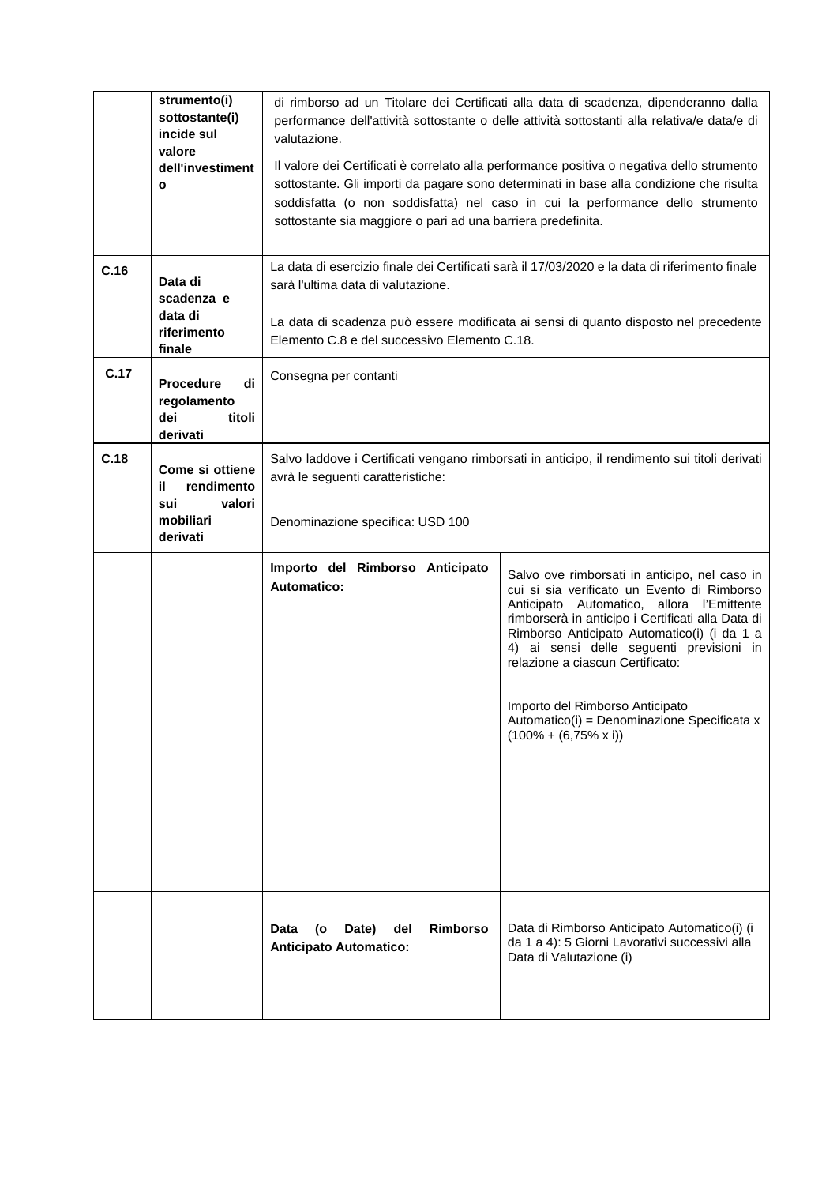| | | | |
|---|---|---|---|
| | **strumento(i) sottostante(i) incide sul valore dell'investimento** | di rimborso ad un Titolare dei Certificati alla data di scadenza, dipenderanno dalla performance dell'attività sottostante o delle attività sottostanti alla relativa/e data/e di valutazione.<br><br>Il valore dei Certificati è correlato alla performance positiva o negativa dello strumento sottostante. Gli importi da pagare sono determinati in base alla condizione che risulta soddisfatta (o non soddisfatta) nel caso in cui la performance dello strumento sottostante sia maggiore o pari ad una barriera predefinita. | |
| **C.16** | **Data di scadenza e data di riferimento finale** | La data di esercizio finale dei Certificati sarà il 17/03/2020 e la data di riferimento finale sarà l'ultima data di valutazione.<br><br>La data di scadenza può essere modificata ai sensi di quanto disposto nel precedente Elemento C.8 e del successivo Elemento C.18. | |
| **C.17** | **Procedure di regolamento dei titoli derivati** | Consegna per contanti | |
| **C.18** | **Come si ottiene il rendimento sui valori mobiliari derivati** | Salvo laddove i Certificati vengano rimborsati in anticipo, il rendimento sui titoli derivati avrà le seguenti caratteristiche:<br><br>Denominazione specifica: USD 100 | |
| | | **Importo del Rimborso Anticipato Automatico:** | Salvo ove rimborsati in anticipo, nel caso in cui si sia verificato un Evento di Rimborso Anticipato Automatico, allora l'Emittente rimborserà in anticipo i Certificati alla Data di Rimborso Anticipato Automatico(i) (i da 1 a 4) ai sensi delle seguenti previsioni in relazione a ciascun Certificato:<br><br>Importo del Rimborso Anticipato Automatico(i) = Denominazione Specificata x (100% + (6,75% x i)) |
| | | **Data (o Date) del Rimborso Anticipato Automatico:** | Data di Rimborso Anticipato Automatico(i) (i da 1 a 4): 5 Giorni Lavorativi successivi alla Data di Valutazione (i) |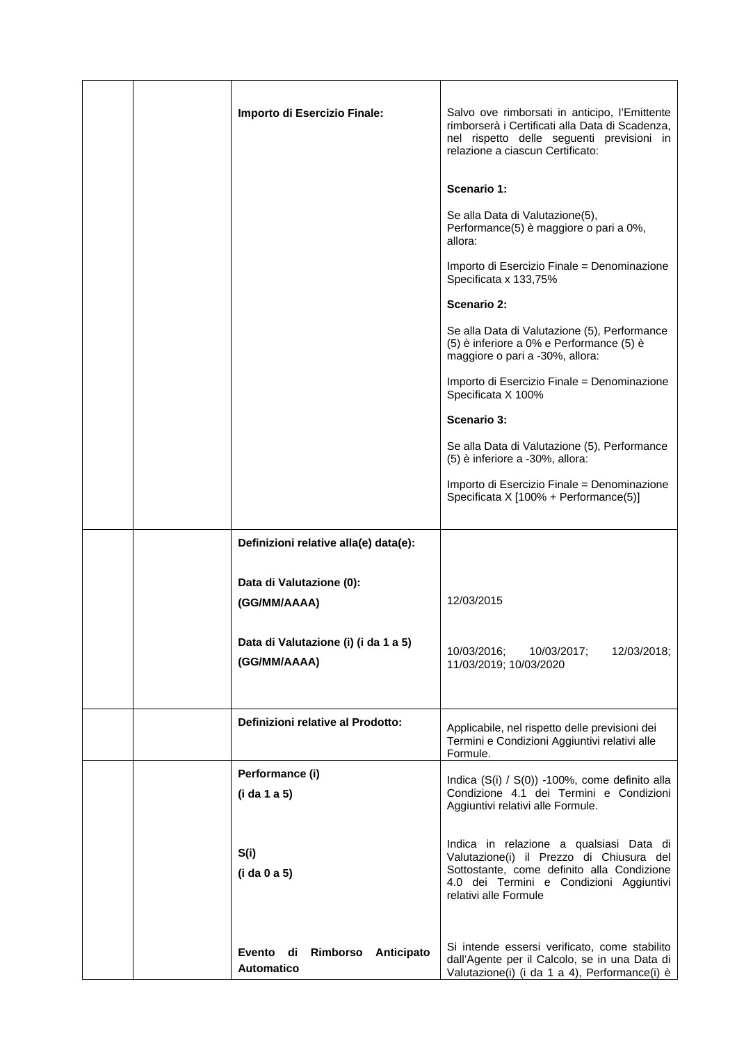| | | | |
|---|---|---|---|
| | | **Importo di Esercizio Finale:** | Salvo ove rimborsati in anticipo, l'Emittente rimborserà i Certificati alla Data di Scadenza, nel rispetto delle seguenti previsioni in relazione a ciascun Certificato:<br><br>**Scenario 1:**<br><br>Se alla Data di Valutazione(5), Performance(5) è maggiore o pari a 0%, allora:<br><br>Importo di Esercizio Finale = Denominazione Specificata x 133,75%<br><br>**Scenario 2:**<br><br>Se alla Data di Valutazione (5), Performance (5) è inferiore a 0% e Performance (5) è maggiore o pari a -30%, allora:<br><br>Importo di Esercizio Finale = Denominazione Specificata X 100%<br><br>**Scenario 3:**<br><br>Se alla Data di Valutazione (5), Performance (5) è inferiore a -30%, allora:<br><br>Importo di Esercizio Finale = Denominazione Specificata X [100% + Performance(5)] |
| | | **Definizioni relative alla(e) data(e):**<br><br>**Data di Valutazione (0):**<br>**(GG/MM/AAAA)**<br><br>**Data di Valutazione (i) (i da 1 a 5)**<br>**(GG/MM/AAAA)** | <br><br><br>12/03/2015<br><br><br>10/03/2016; 10/03/2017; 12/03/2018; 11/03/2019; 10/03/2020 |
| | | **Definizioni relative al Prodotto:** | Applicabile, nel rispetto delle previsioni dei Termini e Condizioni Aggiuntivi relativi alle Formule. |
| | | **Performance (i)**<br>**(i da 1 a 5)**<br><br>**S(i)**<br>**(i da 0 a 5)**<br><br>**Evento di Rimborso Anticipato Automatico** | Indica (S(i) / S(0)) -100%, come definito alla Condizione 4.1 dei Termini e Condizioni Aggiuntivi relativi alle Formule.<br><br>Indica in relazione a qualsiasi Data di Valutazione(i) il Prezzo di Chiusura del Sottostante, come definito alla Condizione 4.0 dei Termini e Condizioni Aggiuntivi relativi alle Formule<br><br>Si intende essersi verificato, come stabilito dall'Agente per il Calcolo, se in una Data di Valutazione(i) (i da 1 a 4), Performance(i) è |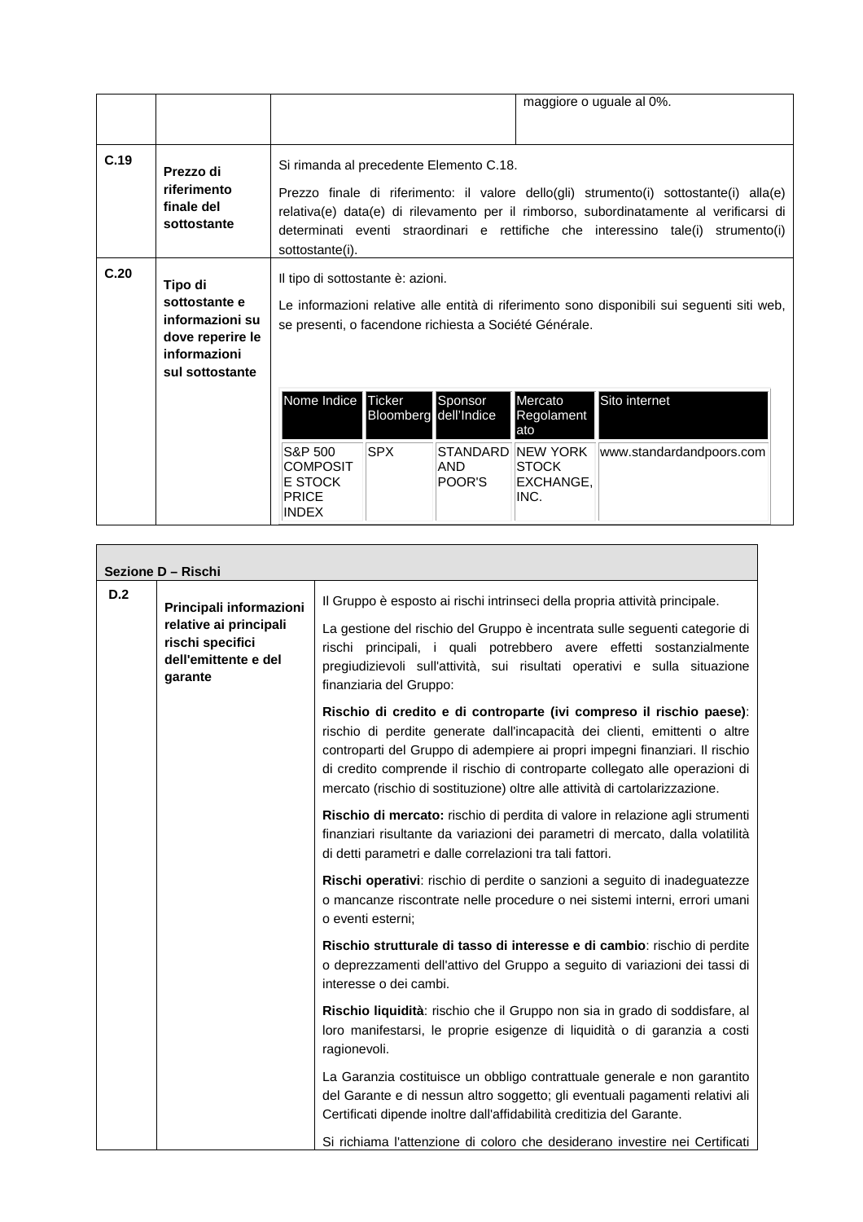| | | | |
|---|---|---|---|
| | | | maggiore o uguale al 0%. |
| C.19 | **Prezzo di riferimento finale del sottostante** | Si rimanda al precedente Elemento C.18.<br><br>Prezzo finale di riferimento: il valore dello(gli) strumento(i) sottostante(i) alla(e) relativa(e) data(e) di rilevamento per il rimborso, subordinatamente al verificarsi di determinati eventi straordinari e rettifiche che interessino tale(i) strumento(i) sottostante(i). | |
| C.20 | **Tipo di sottostante e informazioni su dove reperire le informazioni sul sottostante** | Il tipo di sottostante è: azioni.<br><br>Le informazioni relative alle entità di riferimento sono disponibili sui seguenti siti web, se presenti, o facendone richiesta a Société Générale. | |

| Nome Indice | Ticker Bloomberg | Sponsor dell'Indice | Mercato Regolamentato | Sito internet |
|---|---|---|---|---|
| S&P 500 COMPOSITE STOCK PRICE INDEX | SPX | STANDARD AND POOR'S | NEW YORK STOCK EXCHANGE, INC. | www.standardandpoors.com |

**Sezione D – Rischi**

| | | |
|---|---|---|
| D.2 | **Principali informazioni relative ai principali rischi specifici dell'emittente e del garante** | Il Gruppo è esposto ai rischi intrinseci della propria attività principale.<br><br>La gestione del rischio del Gruppo è incentrata sulle seguenti categorie di rischi principali, i quali potrebbero avere effetti sostanzialmente pregiudizievoli sull'attività, sui risultati operativi e sulla situazione finanziaria del Gruppo:<br><br>**Rischio di credito e di controparte (ivi compreso il rischio paese)**: rischio di perdite generate dall'incapacità dei clienti, emittenti o altre controparti del Gruppo di adempiere ai propri impegni finanziari. Il rischio di credito comprende il rischio di controparte collegato alle operazioni di mercato (rischio di sostituzione) oltre alle attività di cartolarizzazione.<br><br>**Rischio di mercato:** rischio di perdita di valore in relazione agli strumenti finanziari risultante da variazioni dei parametri di mercato, dalla volatilità di detti parametri e dalle correlazioni tra tali fattori.<br><br>**Rischi operativi**: rischio di perdite o sanzioni a seguito di inadeguatezze o mancanze riscontrate nelle procedure o nei sistemi interni, errori umani o eventi esterni;<br><br>**Rischio strutturale di tasso di interesse e di cambio**: rischio di perdite o deprezzamenti dell'attivo del Gruppo a seguito di variazioni dei tassi di interesse o dei cambi.<br><br>**Rischio liquidità**: rischio che il Gruppo non sia in grado di soddisfare, al loro manifestarsi, le proprie esigenze di liquidità o di garanzia a costi ragionevoli.<br><br>La Garanzia costituisce un obbligo contrattuale generale e non garantito del Garante e di nessun altro soggetto; gli eventuali pagamenti relativi ai Certificati dipende inoltre dall'affidabilità creditizia del Garante.<br><br>Si richiama l'attenzione di coloro che desiderano investire nei Certificati |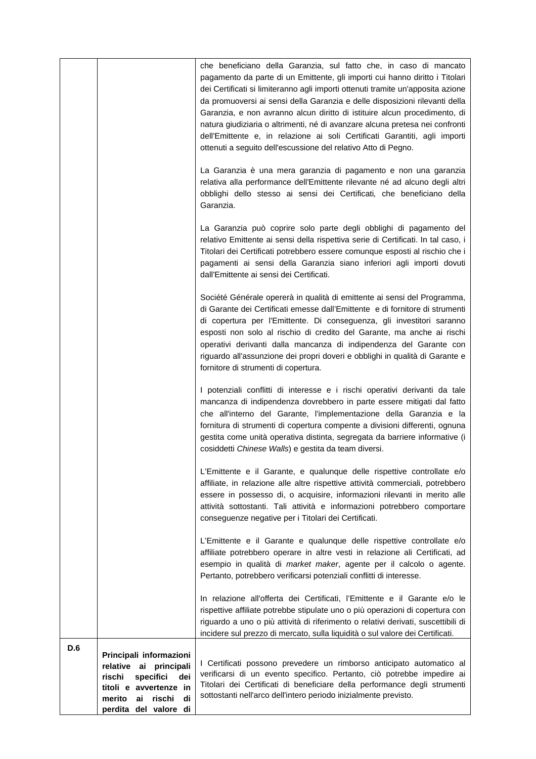| | | |
|---|---|---|
| | | che beneficiano della Garanzia, sul fatto che, in caso di mancato pagamento da parte di un Emittente, gli importi cui hanno diritto i Titolari dei Certificati si limiteranno agli importi ottenuti tramite un'apposita azione da promuoversi ai sensi della Garanzia e delle disposizioni rilevanti della Garanzia, e non avranno alcun diritto di istituire alcun procedimento, di natura giudiziaria o altrimenti, né di avanzare alcuna pretesa nei confronti dell'Emittente e, in relazione ai soli Certificati Garantiti, agli importi ottenuti a seguito dell'escussione del relativo Atto di Pegno.<br><br>La Garanzia è una mera garanzia di pagamento e non una garanzia relativa alla performance dell'Emittente rilevante né ad alcuno degli altri obblighi dello stesso ai sensi dei Certificati, che beneficiano della Garanzia.<br><br>La Garanzia può coprire solo parte degli obblighi di pagamento del relativo Emittente ai sensi della rispettiva serie di Certificati. In tal caso, i Titolari dei Certificati potrebbero essere comunque esposti al rischio che i pagamenti ai sensi della Garanzia siano inferiori agli importi dovuti dall'Emittente ai sensi dei Certificati.<br><br>Société Générale opererà in qualità di emittente ai sensi del Programma, di Garante dei Certificati emesse dall'Emittente e di fornitore di strumenti di copertura per l'Emittente. Di conseguenza, gli investitori saranno esposti non solo al rischio di credito del Garante, ma anche ai rischi operativi derivanti dalla mancanza di indipendenza del Garante con riguardo all'assunzione dei propri doveri e obblighi in qualità di Garante e fornitore di strumenti di copertura.<br><br>I potenziali conflitti di interesse e i rischi operativi derivanti da tale mancanza di indipendenza dovrebbero in parte essere mitigati dal fatto che all'interno del Garante, l'implementazione della Garanzia e la fornitura di strumenti di copertura compente a divisioni differenti, ognuna gestita come unità operativa distinta, segregata da barriere informative (i cosiddetti *Chinese Walls*) e gestita da team diversi.<br><br>L'Emittente e il Garante, e qualunque delle rispettive controllate e/o affiliate, in relazione alle altre rispettive attività commerciali, potrebbero essere in possesso di, o acquisire, informazioni rilevanti in merito alle attività sottostanti. Tali attività e informazioni potrebbero comportare conseguenze negative per i Titolari dei Certificati.<br><br>L'Emittente e il Garante e qualunque delle rispettive controllate e/o affiliate potrebbero operare in altre vesti in relazione ali Certificati, ad esempio in qualità di *market maker*, agente per il calcolo o agente. Pertanto, potrebbero verificarsi potenziali conflitti di interesse.<br><br>In relazione all'offerta dei Certificati, l'Emittente e il Garante e/o le rispettive affiliate potrebbe stipulate uno o più operazioni di copertura con riguardo a uno o più attività di riferimento o relativi derivati, suscettibili di incidere sul prezzo di mercato, sulla liquidità o sul valore dei Certificati. |
| **D.6** | **Principali informazioni relative ai principali rischi specifici dei titoli e avvertenze in merito ai rischi di perdita del valore di** | I Certificati possono prevedere un rimborso anticipato automatico al verificarsi di un evento specifico. Pertanto, ciò potrebbe impedire ai Titolari dei Certificati di beneficiare della performance degli strumenti sottostanti nell'arco dell'intero periodo inizialmente previsto. |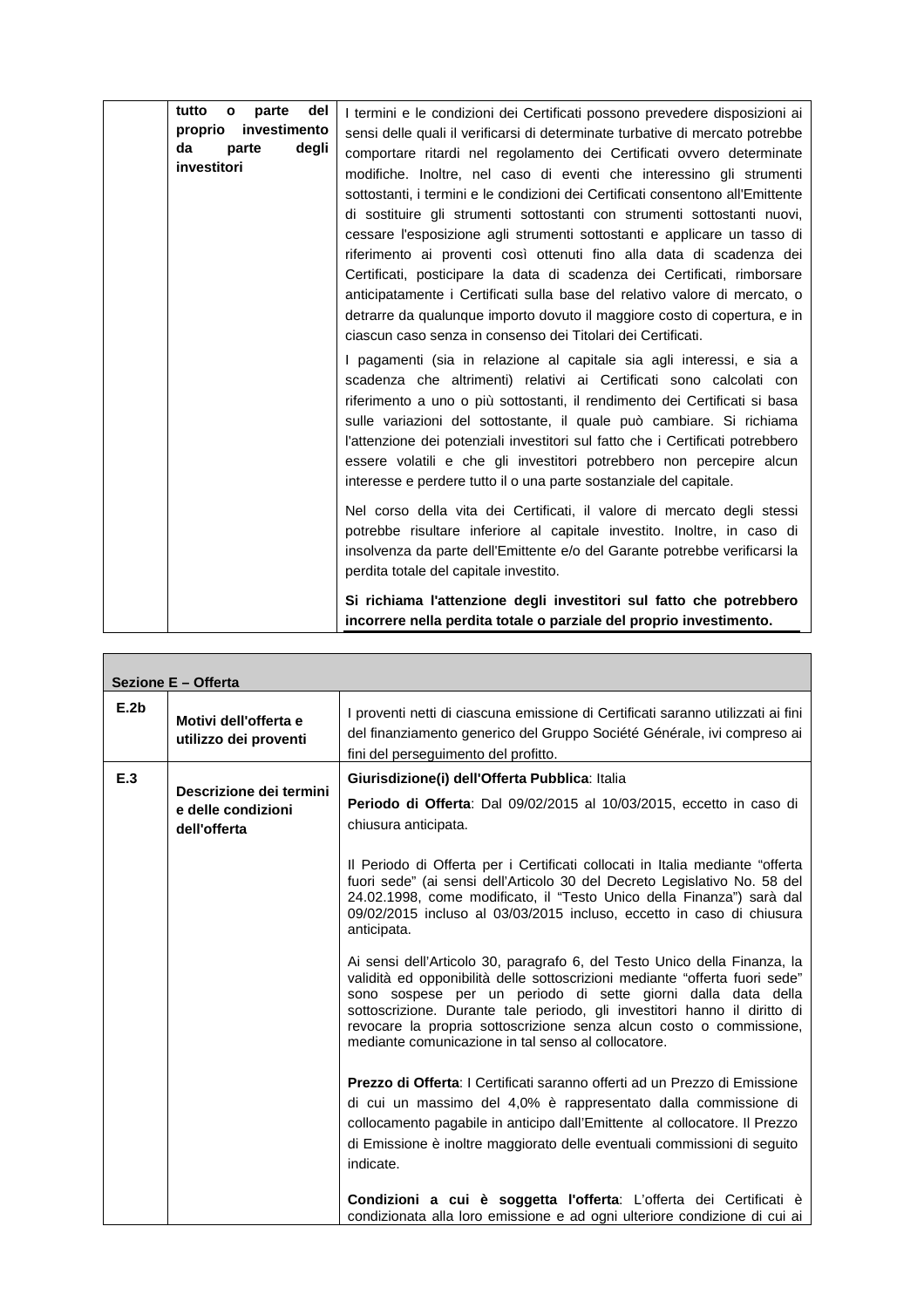| | tutto o parte del proprio investimento da parte degli investitori | I termini e le condizioni dei Certificati possono prevedere disposizioni ai sensi delle quali il verificarsi di determinate turbative di mercato potrebbe comportare ritardi nel regolamento dei Certificati ovvero determinate modifiche. Inoltre, nel caso di eventi che interessino gli strumenti sottostanti, i termini e le condizioni dei Certificati consentono all'Emittente di sostituire gli strumenti sottostanti con strumenti sottostanti nuovi, cessare l'esposizione agli strumenti sottostanti e applicare un tasso di riferimento ai proventi così ottenuti fino alla data di scadenza dei Certificati, posticipare la data di scadenza dei Certificati, rimborsare anticipatamente i Certificati sulla base del relativo valore di mercato, o detrarre da qualunque importo dovuto il maggiore costo di copertura, e in ciascun caso senza in consenso dei Titolari dei Certificati.<br><br>I pagamenti (sia in relazione al capitale sia agli interessi, e sia a scadenza che altrimenti) relativi ai Certificati sono calcolati con riferimento a uno o più sottostanti, il rendimento dei Certificati si basa sulle variazioni del sottostante, il quale può cambiare. Si richiama l'attenzione dei potenziali investitori sul fatto che i Certificati potrebbero essere volatili e che gli investitori potrebbero non percepire alcun interesse e perdere tutto il o una parte sostanziale del capitale.<br><br>Nel corso della vita dei Certificati, il valore di mercato degli stessi potrebbe risultare inferiore al capitale investito. Inoltre, in caso di insolvenza da parte dell'Emittente e/o del Garante potrebbe verificarsi la perdita totale del capitale investito.<br><br>**Si richiama l'attenzione degli investitori sul fatto che potrebbero incorrere nella perdita totale o parziale del proprio investimento.** |
|---|---|---|

| **Sezione E – Offerta** | | |
|---|---|---|
| **E.2b** | **Motivi dell'offerta e utilizzo dei proventi** | I proventi netti di ciascuna emissione di Certificati saranno utilizzati ai fini del finanziamento generico del Gruppo Société Générale, ivi compreso ai fini del perseguimento del profitto. |
| **E.3** | **Descrizione dei termini e delle condizioni dell'offerta** | **Giurisdizione(i) dell'Offerta Pubblica**: Italia<br><br>**Periodo di Offerta**: Dal 09/02/2015 al 10/03/2015, eccetto in caso di chiusura anticipata.<br><br>Il Periodo di Offerta per i Certificati collocati in Italia mediante "offerta fuori sede" (ai sensi dell'Articolo 30 del Decreto Legislativo No. 58 del 24.02.1998, come modificato, il "Testo Unico della Finanza") sarà dal 09/02/2015 incluso al 03/03/2015 incluso, eccetto in caso di chiusura anticipata.<br><br>Ai sensi dell'Articolo 30, paragrafo 6, del Testo Unico della Finanza, la validità ed opponibilità delle sottoscrizioni mediante "offerta fuori sede" sono sospese per un periodo di sette giorni dalla data della sottoscrizione. Durante tale periodo, gli investitori hanno il diritto di revocare la propria sottoscrizione senza alcun costo o commissione, mediante comunicazione in tal senso al collocatore.<br><br>**Prezzo di Offerta**: I Certificati saranno offerti ad un Prezzo di Emissione di cui un massimo del 4,0% è rappresentato dalla commissione di collocamento pagabile in anticipo dall'Emittente al collocatore. Il Prezzo di Emissione è inoltre maggiorato delle eventuali commissioni di seguito indicate.<br><br>**Condizioni a cui è soggetta l'offerta**: L'offerta dei Certificati è condizionata alla loro emissione e ad ogni ulteriore condizione di cui ai |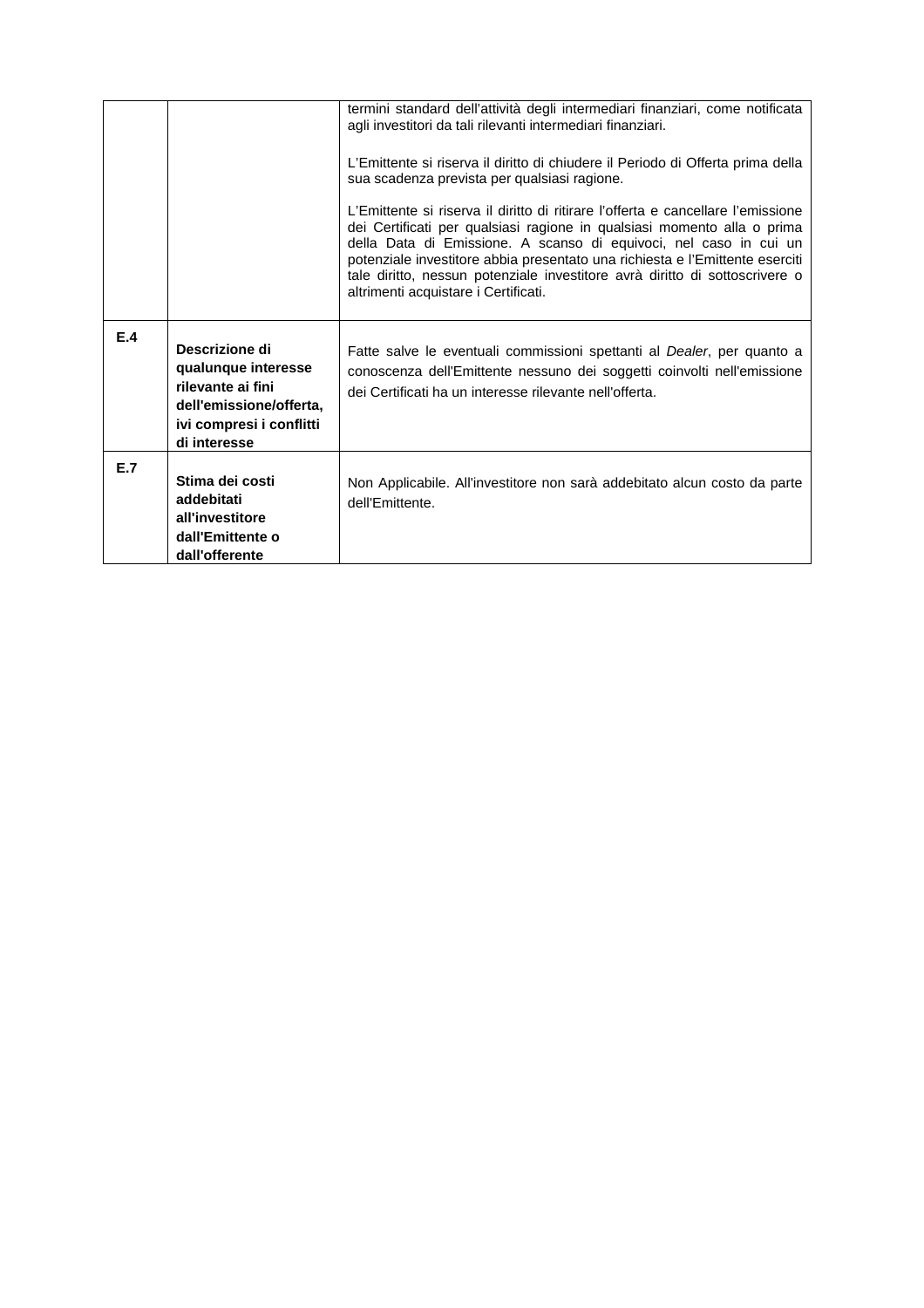| | | |
|---|---|---|
| | | termini standard dell'attività degli intermediari finanziari, come notificata agli investitori da tali rilevanti intermediari finanziari.<br><br>L'Emittente si riserva il diritto di chiudere il Periodo di Offerta prima della sua scadenza prevista per qualsiasi ragione.<br><br>L'Emittente si riserva il diritto di ritirare l'offerta e cancellare l'emissione dei Certificati per qualsiasi ragione in qualsiasi momento alla o prima della Data di Emissione. A scanso di equivoci, nel caso in cui un potenziale investitore abbia presentato una richiesta e l'Emittente eserciti tale diritto, nessun potenziale investitore avrà diritto di sottoscrivere o altrimenti acquistare i Certificati. |
| **E.4** | **Descrizione di qualunque interesse rilevante ai fini dell'emissione/offerta, ivi compresi i conflitti di interesse** | Fatte salve le eventuali commissioni spettanti al *Dealer*, per quanto a conoscenza dell'Emittente nessuno dei soggetti coinvolti nell'emissione dei Certificati ha un interesse rilevante nell'offerta. |
| **E.7** | **Stima dei costi addebitati all'investitore dall'Emittente o dall'offerente** | Non Applicabile. All'investitore non sarà addebitato alcun costo da parte dell'Emittente. |